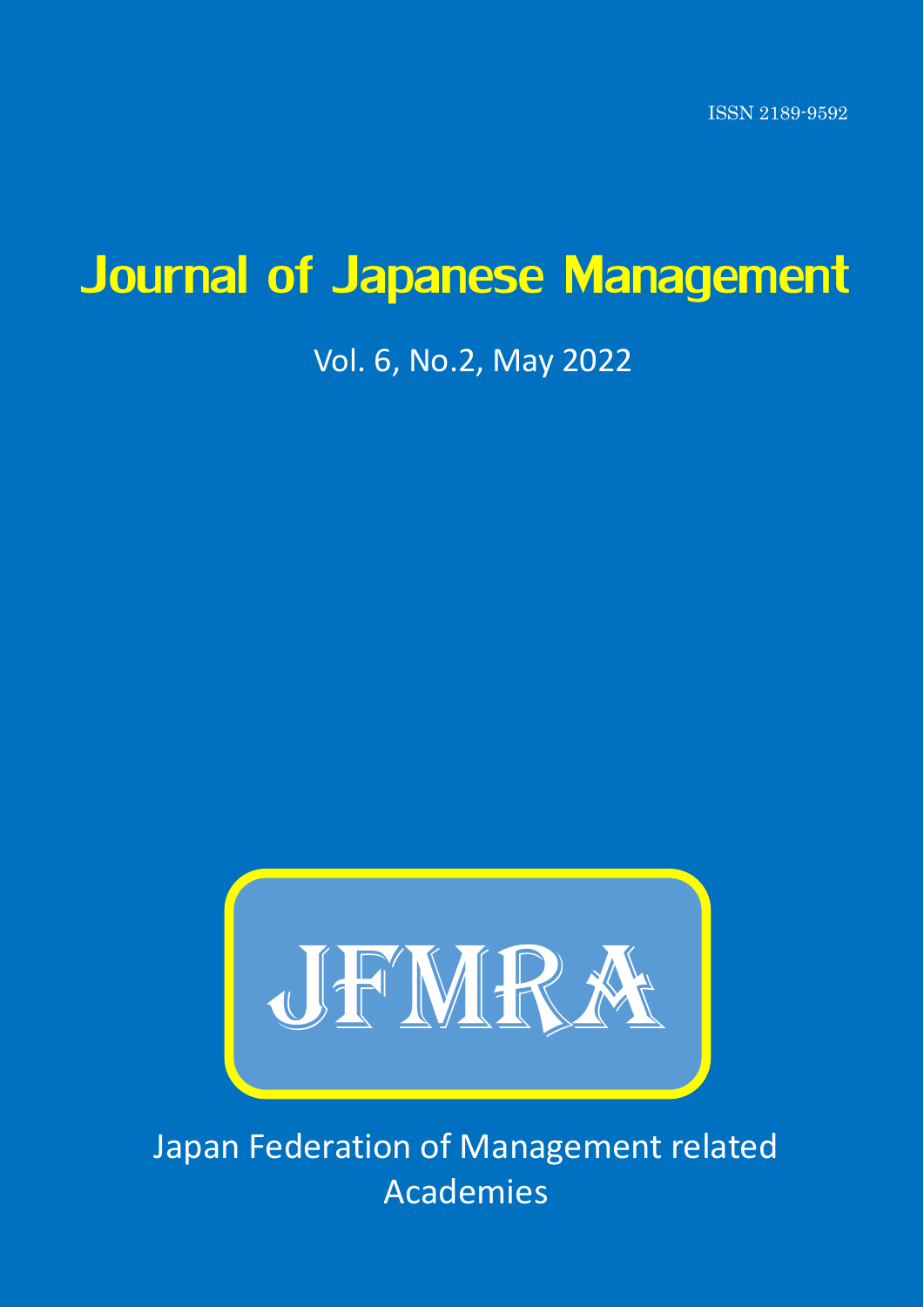ISSN 2189-9592

# Journal of Japanese Management

Vol. 6, No.2, May 2022

JFMRA

Japan Federation of Management related Academies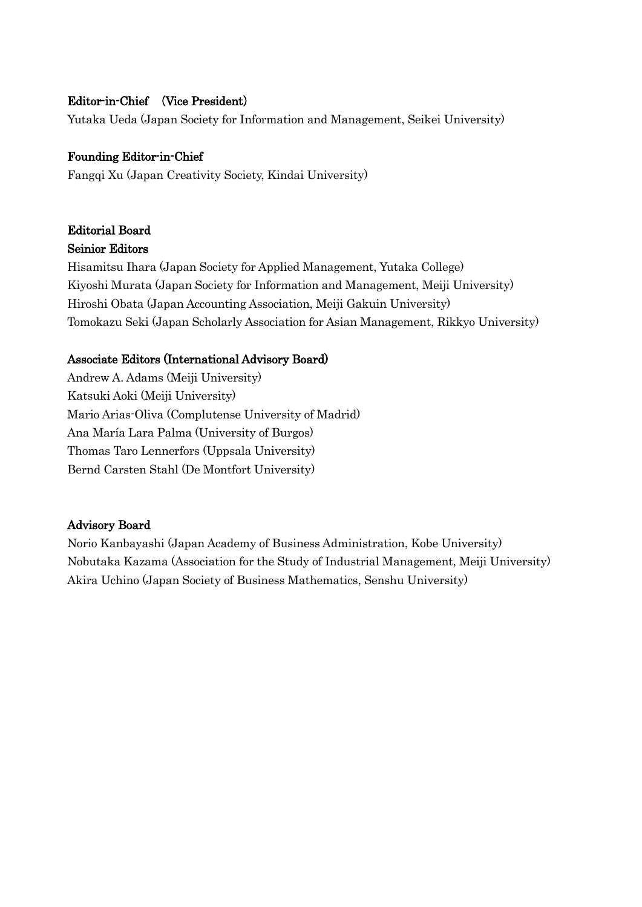**Editor-in-Chief　(Vice President)**

Yutaka Ueda (Japan Society for Information and Management, Seikei University)

**Founding Editor-in-Chief**

Fangqi Xu (Japan Creativity Society, Kindai University)

**Editorial Board**

**Seinior Editors**

Hisamitsu Ihara (Japan Society for Applied Management, Yutaka College)
Kiyoshi Murata (Japan Society for Information and Management, Meiji University)
Hiroshi Obata (Japan Accounting Association, Meiji Gakuin University)
Tomokazu Seki (Japan Scholarly Association for Asian Management, Rikkyo University)

**Associate Editors (International Advisory Board)**

Andrew A. Adams (Meiji University)
Katsuki Aoki (Meiji University)
Mario Arias-Oliva (Complutense University of Madrid)
Ana María Lara Palma (University of Burgos)
Thomas Taro Lennerfors (Uppsala University)
Bernd Carsten Stahl (De Montfort University)

**Advisory Board**

Norio Kanbayashi (Japan Academy of Business Administration, Kobe University)
Nobutaka Kazama (Association for the Study of Industrial Management, Meiji University)
Akira Uchino (Japan Society of Business Mathematics, Senshu University)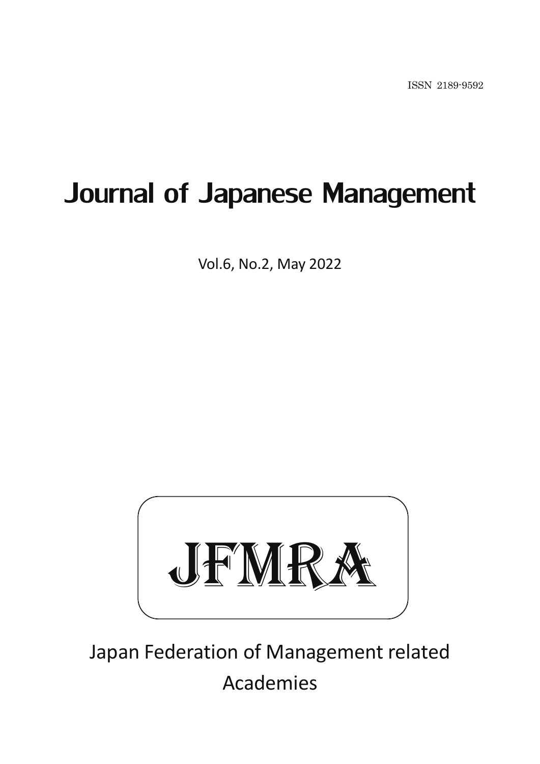ISSN 2189-9592

# Journal of Japanese Management

Vol.6, No.2, May 2022

JFMRA

Japan Federation of Management related Academies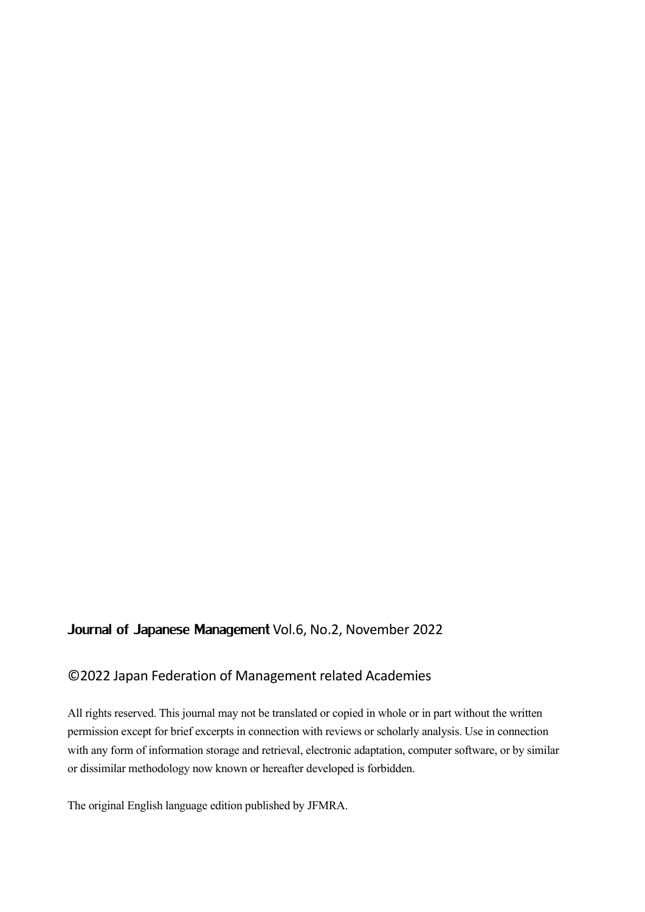**Journal of Japanese Management** Vol.6, No.2, November 2022

©2022 Japan Federation of Management related Academies

All rights reserved. This journal may not be translated or copied in whole or in part without the written permission except for brief excerpts in connection with reviews or scholarly analysis. Use in connection with any form of information storage and retrieval, electronic adaptation, computer software, or by similar or dissimilar methodology now known or hereafter developed is forbidden.

The original English language edition published by JFMRA.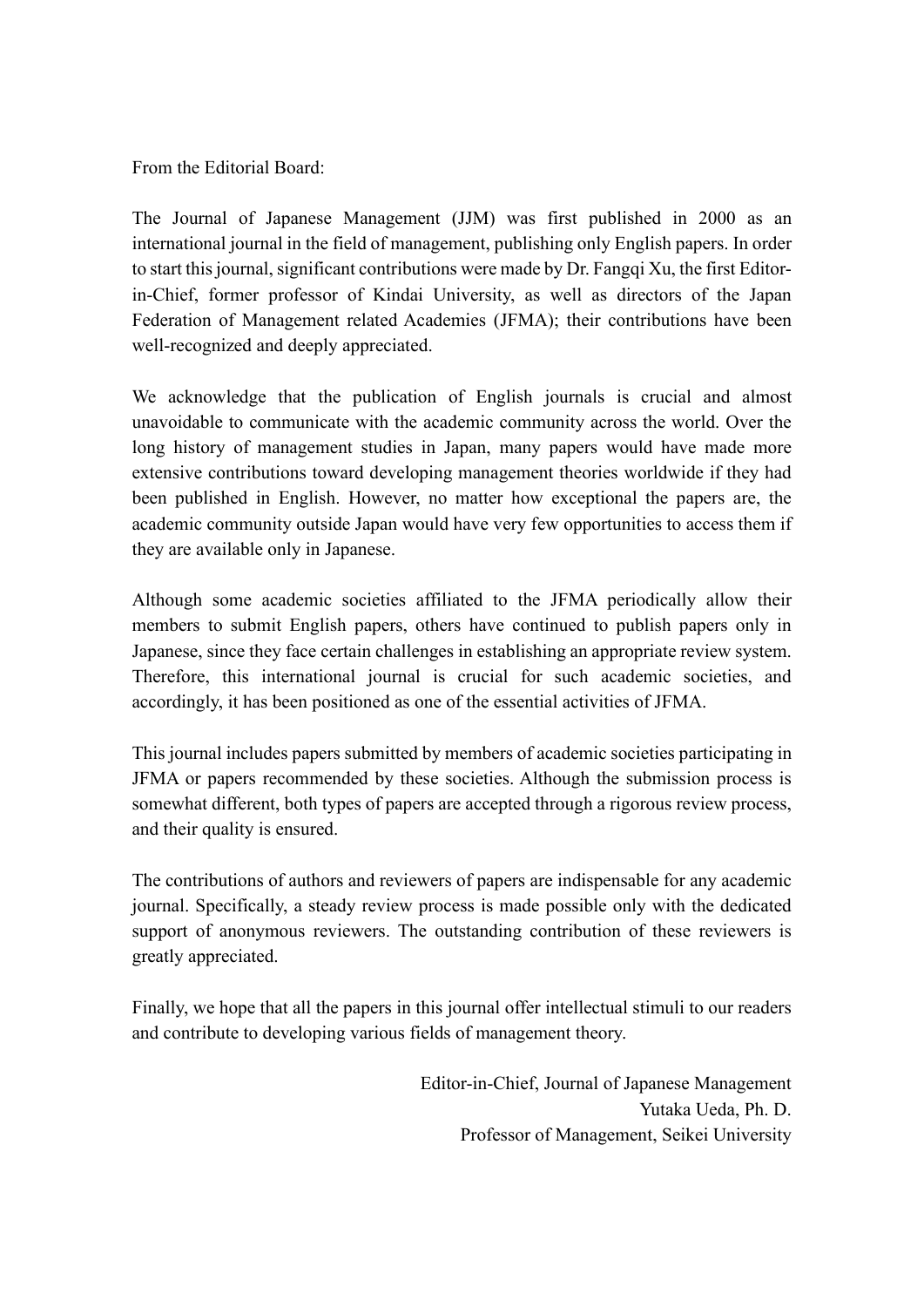From the Editorial Board:

The Journal of Japanese Management (JJM) was first published in 2000 as an international journal in the field of management, publishing only English papers. In order to start this journal, significant contributions were made by Dr. Fangqi Xu, the first Editor-in-Chief, former professor of Kindai University, as well as directors of the Japan Federation of Management related Academies (JFMA); their contributions have been well-recognized and deeply appreciated.

We acknowledge that the publication of English journals is crucial and almost unavoidable to communicate with the academic community across the world. Over the long history of management studies in Japan, many papers would have made more extensive contributions toward developing management theories worldwide if they had been published in English. However, no matter how exceptional the papers are, the academic community outside Japan would have very few opportunities to access them if they are available only in Japanese.

Although some academic societies affiliated to the JFMA periodically allow their members to submit English papers, others have continued to publish papers only in Japanese, since they face certain challenges in establishing an appropriate review system. Therefore, this international journal is crucial for such academic societies, and accordingly, it has been positioned as one of the essential activities of JFMA.

This journal includes papers submitted by members of academic societies participating in JFMA or papers recommended by these societies. Although the submission process is somewhat different, both types of papers are accepted through a rigorous review process, and their quality is ensured.

The contributions of authors and reviewers of papers are indispensable for any academic journal. Specifically, a steady review process is made possible only with the dedicated support of anonymous reviewers. The outstanding contribution of these reviewers is greatly appreciated.

Finally, we hope that all the papers in this journal offer intellectual stimuli to our readers and contribute to developing various fields of management theory.

Editor-in-Chief, Journal of Japanese Management
Yutaka Ueda, Ph. D.
Professor of Management, Seikei University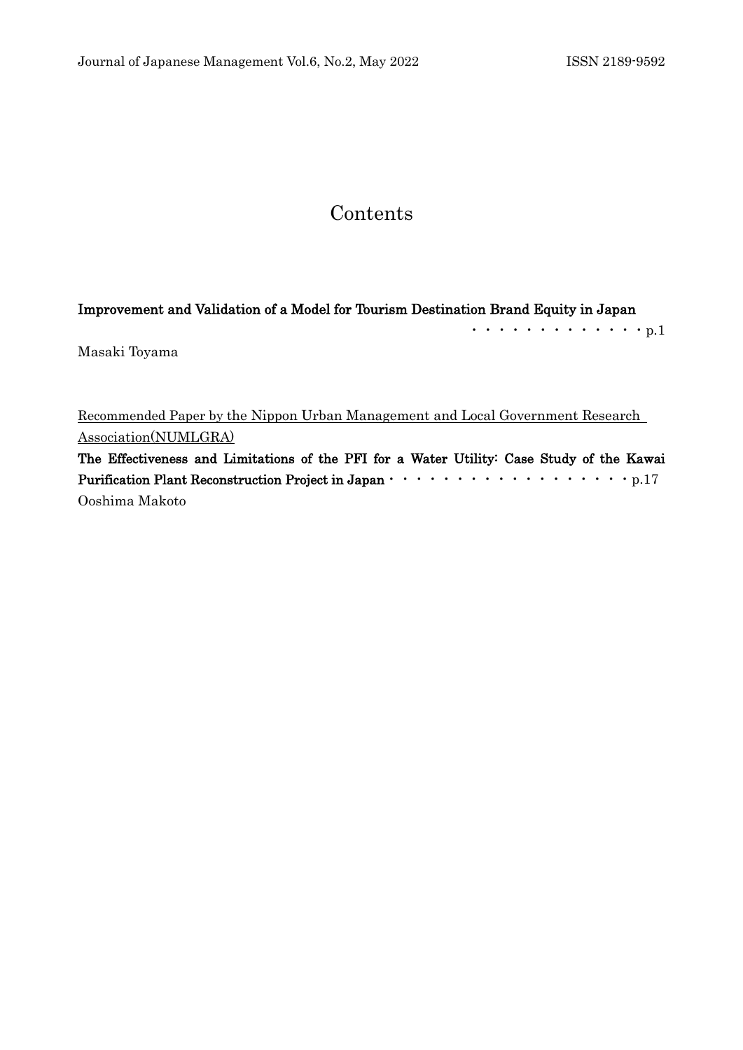# Contents

**Improvement and Validation of a Model for Tourism Destination Brand Equity in Japan** ・・・・・・・・・・・・・・p.1

Masaki Toyama

Recommended Paper by the Nippon Urban Management and Local Government Research Association(NUMLGRA)

**The Effectiveness and Limitations of the PFI for a Water Utility: Case Study of the Kawai Purification Plant Reconstruction Project in Japan** ・・・・・・・・・・・・・・・・・・・p.17

Ooshima Makoto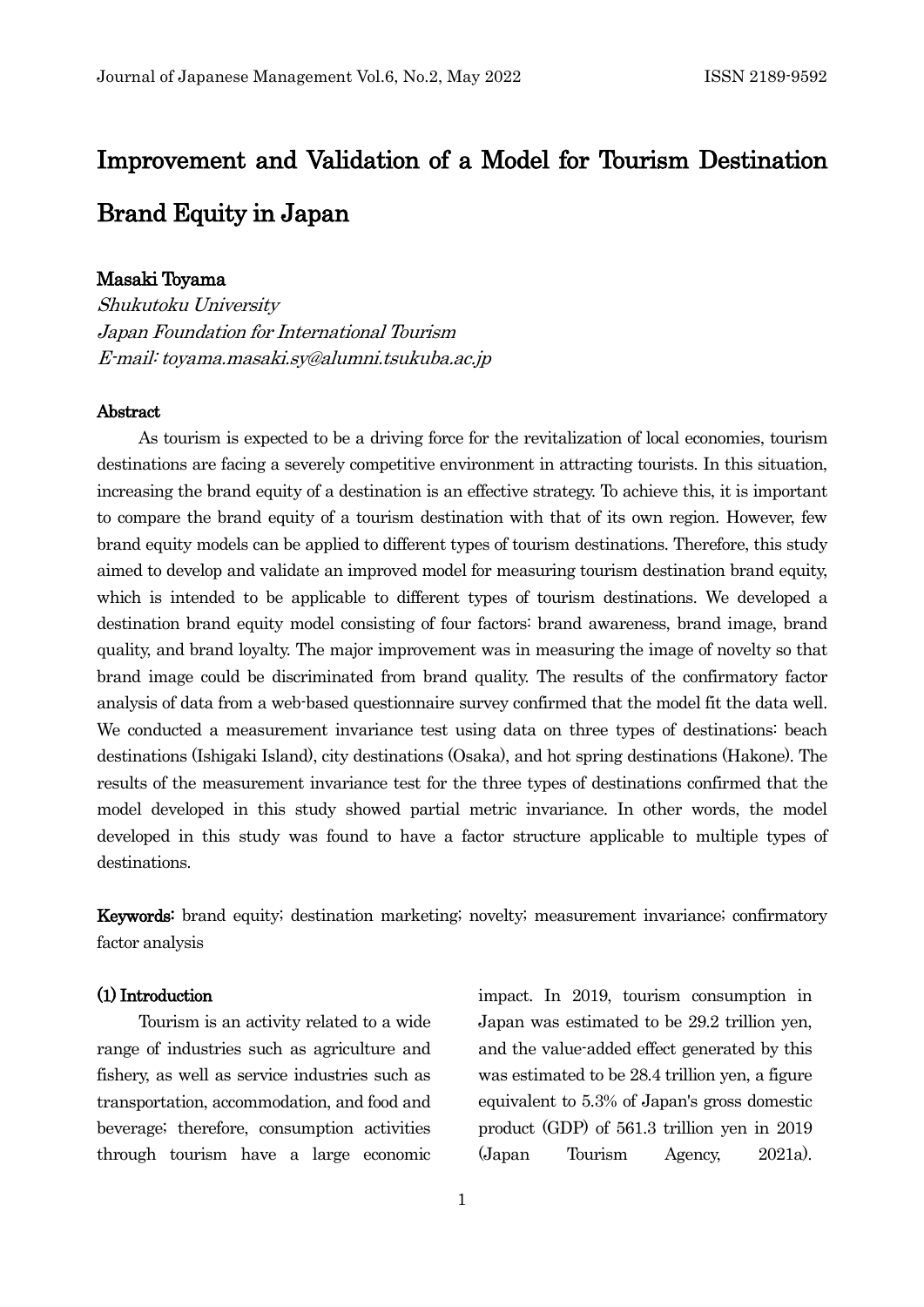# Improvement and Validation of a Model for Tourism Destination Brand Equity in Japan

**Masaki Toyama**

*Shukutoku University*
*Japan Foundation for International Tourism*
*E-mail: toyama.masaki.sy@alumni.tsukuba.ac.jp*

**Abstract**

As tourism is expected to be a driving force for the revitalization of local economies, tourism destinations are facing a severely competitive environment in attracting tourists. In this situation, increasing the brand equity of a destination is an effective strategy. To achieve this, it is important to compare the brand equity of a tourism destination with that of its own region. However, few brand equity models can be applied to different types of tourism destinations. Therefore, this study aimed to develop and validate an improved model for measuring tourism destination brand equity, which is intended to be applicable to different types of tourism destinations. We developed a destination brand equity model consisting of four factors: brand awareness, brand image, brand quality, and brand loyalty. The major improvement was in measuring the image of novelty so that brand image could be discriminated from brand quality. The results of the confirmatory factor analysis of data from a web-based questionnaire survey confirmed that the model fit the data well. We conducted a measurement invariance test using data on three types of destinations: beach destinations (Ishigaki Island), city destinations (Osaka), and hot spring destinations (Hakone). The results of the measurement invariance test for the three types of destinations confirmed that the model developed in this study showed partial metric invariance. In other words, the model developed in this study was found to have a factor structure applicable to multiple types of destinations.

**Keywords:** brand equity; destination marketing; novelty; measurement invariance; confirmatory factor analysis

## (1) Introduction

Tourism is an activity related to a wide range of industries such as agriculture and fishery, as well as service industries such as transportation, accommodation, and food and beverage; therefore, consumption activities through tourism have a large economic impact. In 2019, tourism consumption in Japan was estimated to be 29.2 trillion yen, and the value-added effect generated by this was estimated to be 28.4 trillion yen, a figure equivalent to 5.3% of Japan's gross domestic product (GDP) of 561.3 trillion yen in 2019 (Japan Tourism Agency, 2021a).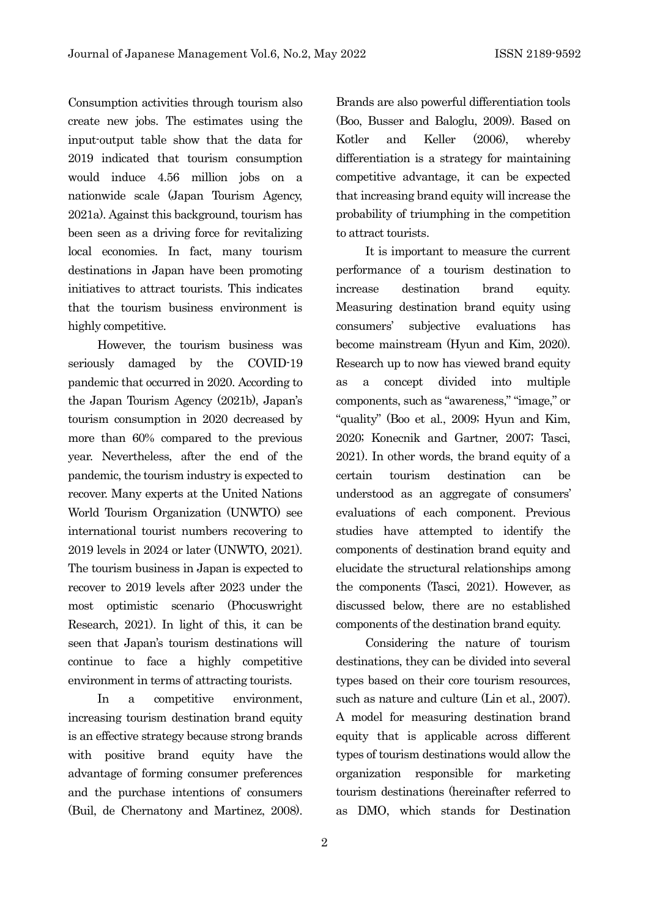Consumption activities through tourism also create new jobs. The estimates using the input-output table show that the data for 2019 indicated that tourism consumption would induce 4.56 million jobs on a nationwide scale (Japan Tourism Agency, 2021a). Against this background, tourism has been seen as a driving force for revitalizing local economies. In fact, many tourism destinations in Japan have been promoting initiatives to attract tourists. This indicates that the tourism business environment is highly competitive.

However, the tourism business was seriously damaged by the COVID-19 pandemic that occurred in 2020. According to the Japan Tourism Agency (2021b), Japan's tourism consumption in 2020 decreased by more than 60% compared to the previous year. Nevertheless, after the end of the pandemic, the tourism industry is expected to recover. Many experts at the United Nations World Tourism Organization (UNWTO) see international tourist numbers recovering to 2019 levels in 2024 or later (UNWTO, 2021). The tourism business in Japan is expected to recover to 2019 levels after 2023 under the most optimistic scenario (Phocuswright Research, 2021). In light of this, it can be seen that Japan's tourism destinations will continue to face a highly competitive environment in terms of attracting tourists.

In a competitive environment, increasing tourism destination brand equity is an effective strategy because strong brands with positive brand equity have the advantage of forming consumer preferences and the purchase intentions of consumers (Buil, de Chernatony and Martinez, 2008). Brands are also powerful differentiation tools (Boo, Busser and Baloglu, 2009). Based on Kotler and Keller (2006), whereby differentiation is a strategy for maintaining competitive advantage, it can be expected that increasing brand equity will increase the probability of triumphing in the competition to attract tourists.

It is important to measure the current performance of a tourism destination to increase destination brand equity. Measuring destination brand equity using consumers' subjective evaluations has become mainstream (Hyun and Kim, 2020). Research up to now has viewed brand equity as a concept divided into multiple components, such as "awareness," "image," or "quality" (Boo et al., 2009; Hyun and Kim, 2020; Konecnik and Gartner, 2007; Tasci, 2021). In other words, the brand equity of a certain tourism destination can be understood as an aggregate of consumers' evaluations of each component. Previous studies have attempted to identify the components of destination brand equity and elucidate the structural relationships among the components (Tasci, 2021). However, as discussed below, there are no established components of the destination brand equity.

Considering the nature of tourism destinations, they can be divided into several types based on their core tourism resources, such as nature and culture (Lin et al., 2007). A model for measuring destination brand equity that is applicable across different types of tourism destinations would allow the organization responsible for marketing tourism destinations (hereinafter referred to as DMO, which stands for Destination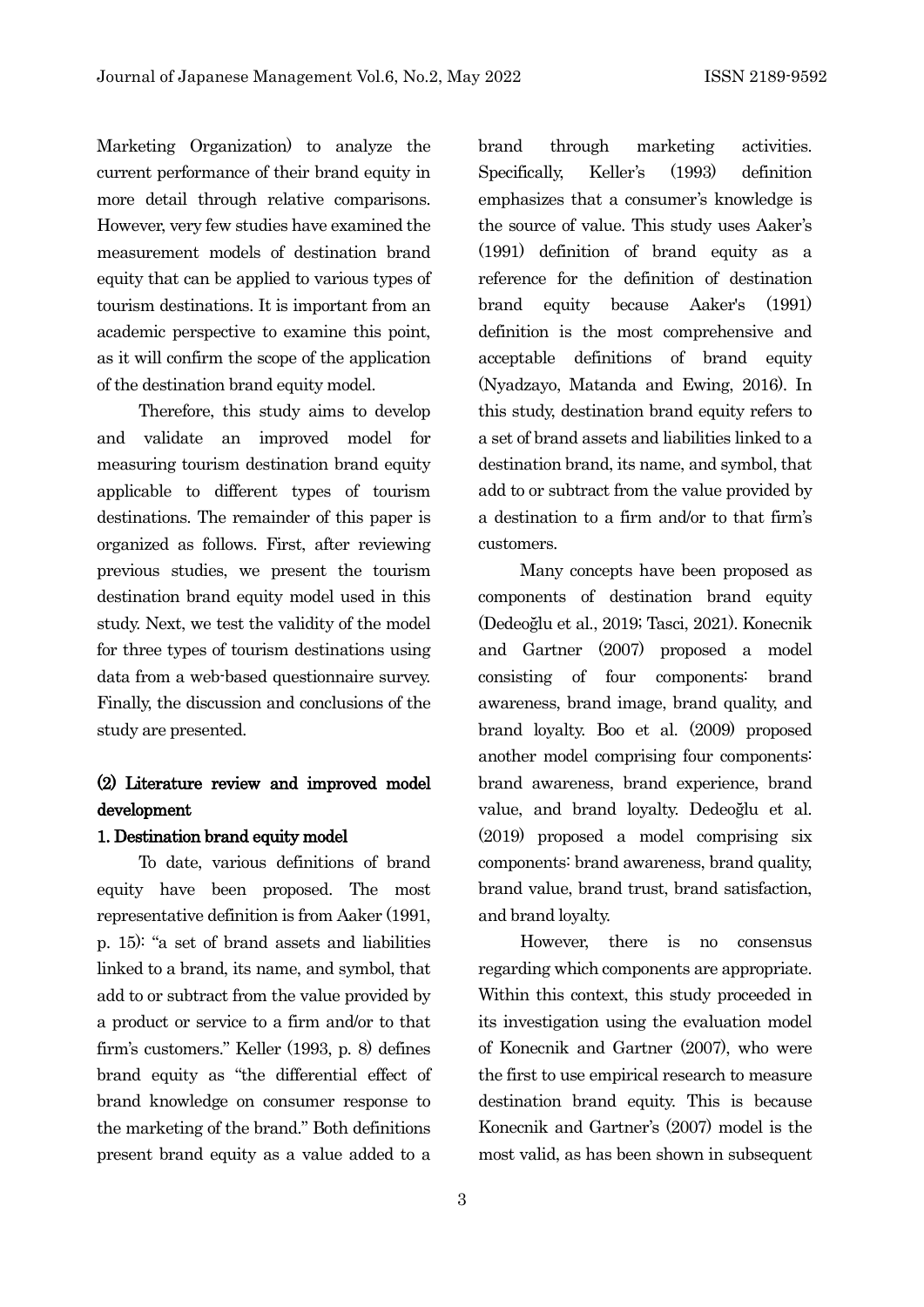Marketing Organization) to analyze the current performance of their brand equity in more detail through relative comparisons. However, very few studies have examined the measurement models of destination brand equity that can be applied to various types of tourism destinations. It is important from an academic perspective to examine this point, as it will confirm the scope of the application of the destination brand equity model.

Therefore, this study aims to develop and validate an improved model for measuring tourism destination brand equity applicable to different types of tourism destinations. The remainder of this paper is organized as follows. First, after reviewing previous studies, we present the tourism destination brand equity model used in this study. Next, we test the validity of the model for three types of tourism destinations using data from a web-based questionnaire survey. Finally, the discussion and conclusions of the study are presented.

## (2) Literature review and improved model development

### 1. Destination brand equity model

To date, various definitions of brand equity have been proposed. The most representative definition is from Aaker (1991, p. 15): "a set of brand assets and liabilities linked to a brand, its name, and symbol, that add to or subtract from the value provided by a product or service to a firm and/or to that firm's customers." Keller (1993, p. 8) defines brand equity as "the differential effect of brand knowledge on consumer response to the marketing of the brand." Both definitions present brand equity as a value added to a brand through marketing activities. Specifically, Keller's (1993) definition emphasizes that a consumer's knowledge is the source of value. This study uses Aaker's (1991) definition of brand equity as a reference for the definition of destination brand equity because Aaker's (1991) definition is the most comprehensive and acceptable definitions of brand equity (Nyadzayo, Matanda and Ewing, 2016). In this study, destination brand equity refers to a set of brand assets and liabilities linked to a destination brand, its name, and symbol, that add to or subtract from the value provided by a destination to a firm and/or to that firm's customers.

Many concepts have been proposed as components of destination brand equity (Dedeoğlu et al., 2019; Tasci, 2021). Konecnik and Gartner (2007) proposed a model consisting of four components: brand awareness, brand image, brand quality, and brand loyalty. Boo et al. (2009) proposed another model comprising four components: brand awareness, brand experience, brand value, and brand loyalty. Dedeoğlu et al. (2019) proposed a model comprising six components: brand awareness, brand quality, brand value, brand trust, brand satisfaction, and brand loyalty.

However, there is no consensus regarding which components are appropriate. Within this context, this study proceeded in its investigation using the evaluation model of Konecnik and Gartner (2007), who were the first to use empirical research to measure destination brand equity. This is because Konecnik and Gartner's (2007) model is the most valid, as has been shown in subsequent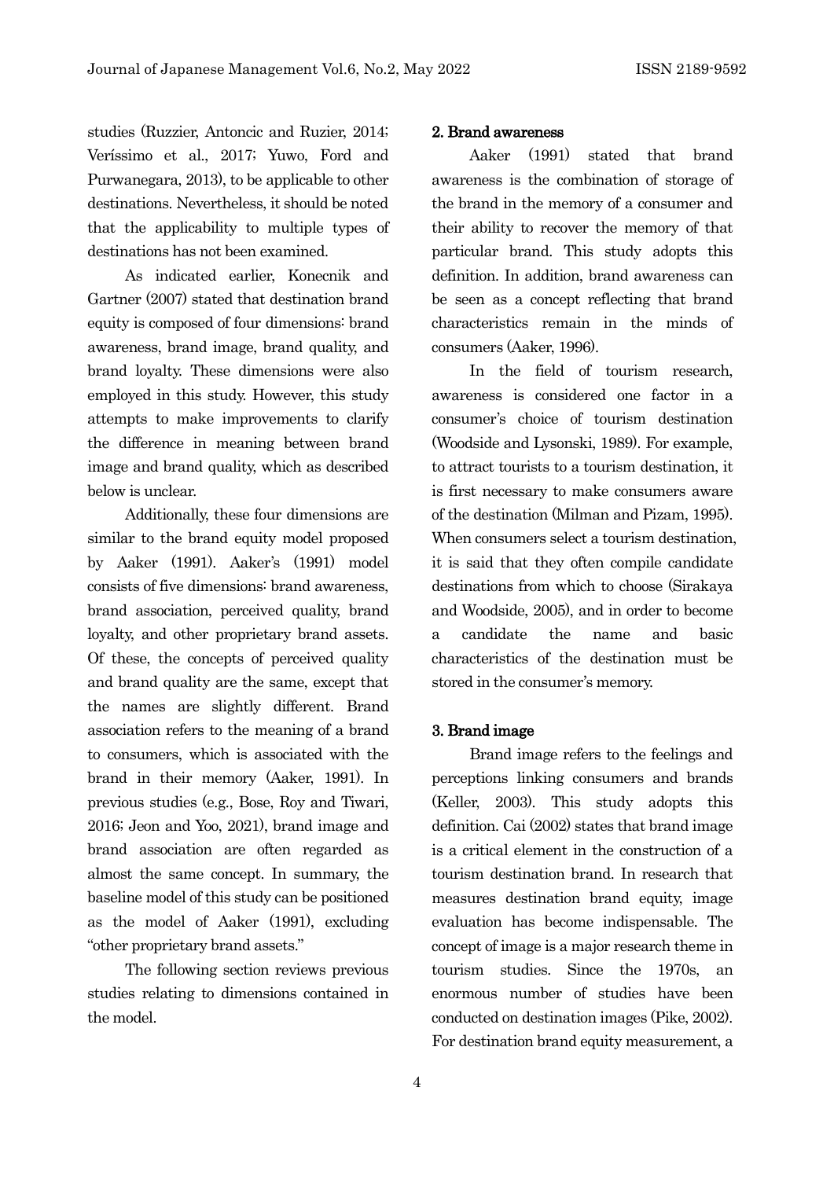studies (Ruzzier, Antoncic and Ruzier, 2014; Veríssimo et al., 2017; Yuwo, Ford and Purwanegara, 2013), to be applicable to other destinations. Nevertheless, it should be noted that the applicability to multiple types of destinations has not been examined.

As indicated earlier, Konecnik and Gartner (2007) stated that destination brand equity is composed of four dimensions: brand awareness, brand image, brand quality, and brand loyalty. These dimensions were also employed in this study. However, this study attempts to make improvements to clarify the difference in meaning between brand image and brand quality, which as described below is unclear.

Additionally, these four dimensions are similar to the brand equity model proposed by Aaker (1991). Aaker's (1991) model consists of five dimensions: brand awareness, brand association, perceived quality, brand loyalty, and other proprietary brand assets. Of these, the concepts of perceived quality and brand quality are the same, except that the names are slightly different. Brand association refers to the meaning of a brand to consumers, which is associated with the brand in their memory (Aaker, 1991). In previous studies (e.g., Bose, Roy and Tiwari, 2016; Jeon and Yoo, 2021), brand image and brand association are often regarded as almost the same concept. In summary, the baseline model of this study can be positioned as the model of Aaker (1991), excluding "other proprietary brand assets."

The following section reviews previous studies relating to dimensions contained in the model.

### 2. Brand awareness

Aaker (1991) stated that brand awareness is the combination of storage of the brand in the memory of a consumer and their ability to recover the memory of that particular brand. This study adopts this definition. In addition, brand awareness can be seen as a concept reflecting that brand characteristics remain in the minds of consumers (Aaker, 1996).

In the field of tourism research, awareness is considered one factor in a consumer's choice of tourism destination (Woodside and Lysonski, 1989). For example, to attract tourists to a tourism destination, it is first necessary to make consumers aware of the destination (Milman and Pizam, 1995). When consumers select a tourism destination, it is said that they often compile candidate destinations from which to choose (Sirakaya and Woodside, 2005), and in order to become a candidate the name and basic characteristics of the destination must be stored in the consumer's memory.

### 3. Brand image

Brand image refers to the feelings and perceptions linking consumers and brands (Keller, 2003). This study adopts this definition. Cai (2002) states that brand image is a critical element in the construction of a tourism destination brand. In research that measures destination brand equity, image evaluation has become indispensable. The concept of image is a major research theme in tourism studies. Since the 1970s, an enormous number of studies have been conducted on destination images (Pike, 2002). For destination brand equity measurement, a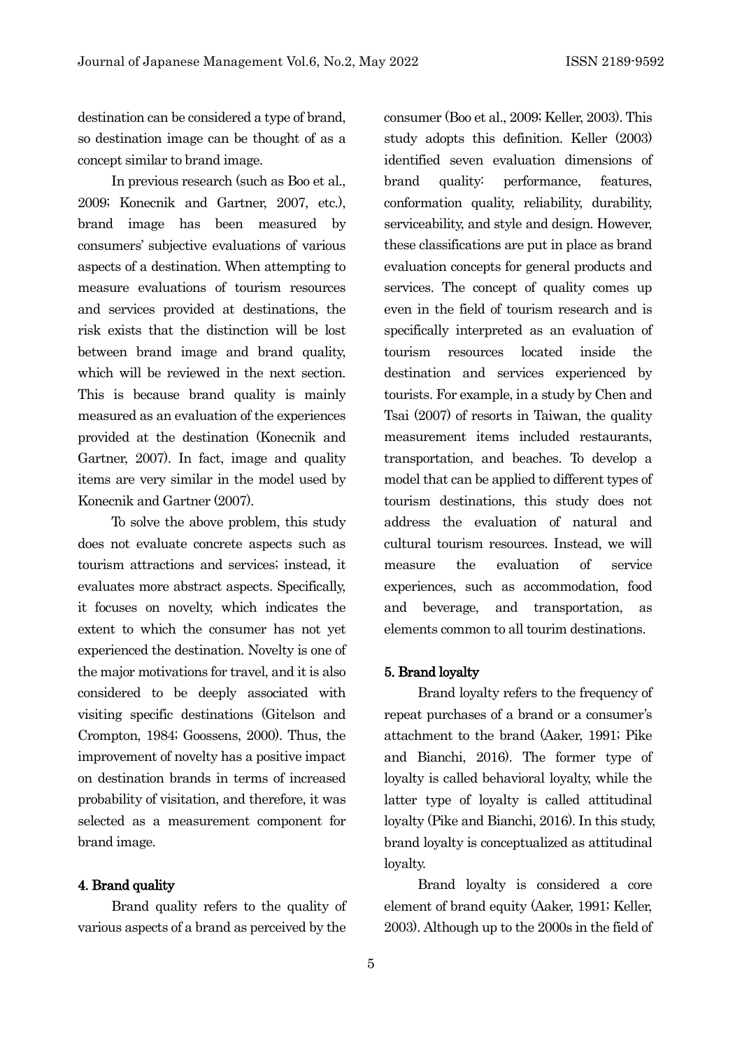destination can be considered a type of brand, so destination image can be thought of as a concept similar to brand image.

In previous research (such as Boo et al., 2009; Konecnik and Gartner, 2007, etc.), brand image has been measured by consumers' subjective evaluations of various aspects of a destination. When attempting to measure evaluations of tourism resources and services provided at destinations, the risk exists that the distinction will be lost between brand image and brand quality, which will be reviewed in the next section. This is because brand quality is mainly measured as an evaluation of the experiences provided at the destination (Konecnik and Gartner, 2007). In fact, image and quality items are very similar in the model used by Konecnik and Gartner (2007).

To solve the above problem, this study does not evaluate concrete aspects such as tourism attractions and services; instead, it evaluates more abstract aspects. Specifically, it focuses on novelty, which indicates the extent to which the consumer has not yet experienced the destination. Novelty is one of the major motivations for travel, and it is also considered to be deeply associated with visiting specific destinations (Gitelson and Crompton, 1984; Goossens, 2000). Thus, the improvement of novelty has a positive impact on destination brands in terms of increased probability of visitation, and therefore, it was selected as a measurement component for brand image.

## 4. Brand quality

Brand quality refers to the quality of various aspects of a brand as perceived by the consumer (Boo et al., 2009; Keller, 2003). This study adopts this definition. Keller (2003) identified seven evaluation dimensions of brand quality: performance, features, conformation quality, reliability, durability, serviceability, and style and design. However, these classifications are put in place as brand evaluation concepts for general products and services. The concept of quality comes up even in the field of tourism research and is specifically interpreted as an evaluation of tourism resources located inside the destination and services experienced by tourists. For example, in a study by Chen and Tsai (2007) of resorts in Taiwan, the quality measurement items included restaurants, transportation, and beaches. To develop a model that can be applied to different types of tourism destinations, this study does not address the evaluation of natural and cultural tourism resources. Instead, we will measure the evaluation of service experiences, such as accommodation, food and beverage, and transportation, as elements common to all tourim destinations.

## 5. Brand loyalty

Brand loyalty refers to the frequency of repeat purchases of a brand or a consumer's attachment to the brand (Aaker, 1991; Pike and Bianchi, 2016). The former type of loyalty is called behavioral loyalty, while the latter type of loyalty is called attitudinal loyalty (Pike and Bianchi, 2016). In this study, brand loyalty is conceptualized as attitudinal loyalty.

Brand loyalty is considered a core element of brand equity (Aaker, 1991; Keller, 2003). Although up to the 2000s in the field of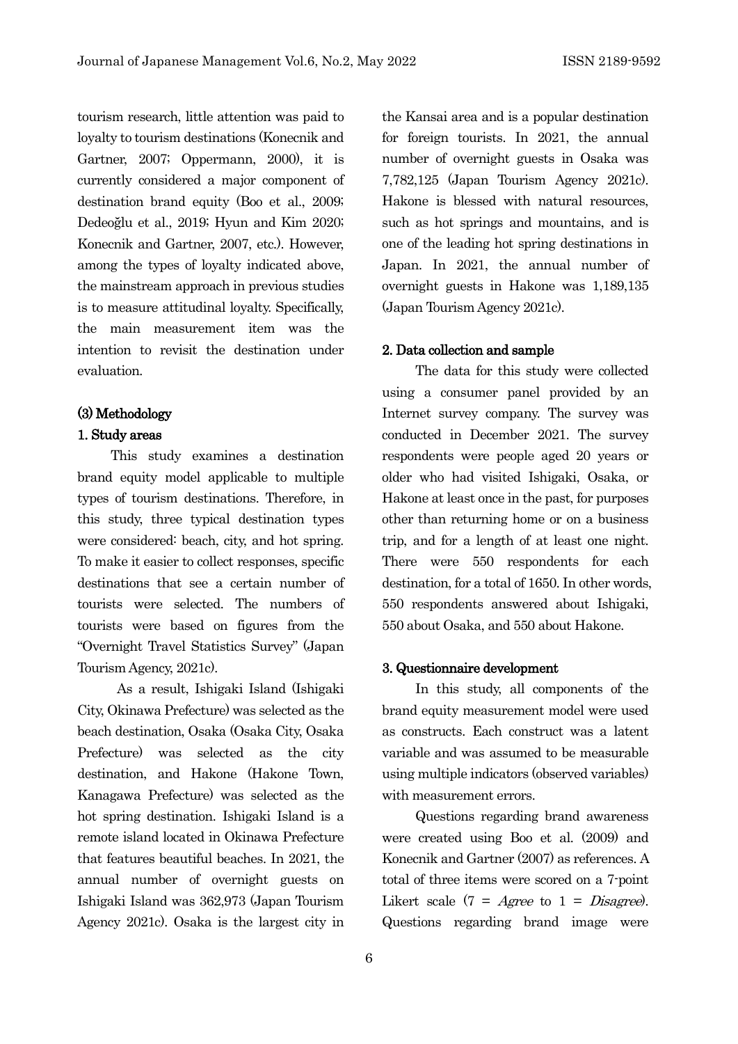tourism research, little attention was paid to loyalty to tourism destinations (Konecnik and Gartner, 2007; Oppermann, 2000), it is currently considered a major component of destination brand equity (Boo et al., 2009; Dedeoğlu et al., 2019; Hyun and Kim 2020; Konecnik and Gartner, 2007, etc.). However, among the types of loyalty indicated above, the mainstream approach in previous studies is to measure attitudinal loyalty. Specifically, the main measurement item was the intention to revisit the destination under evaluation.

### (3) Methodology

#### 1. Study areas

This study examines a destination brand equity model applicable to multiple types of tourism destinations. Therefore, in this study, three typical destination types were considered: beach, city, and hot spring. To make it easier to collect responses, specific destinations that see a certain number of tourists were selected. The numbers of tourists were based on figures from the "Overnight Travel Statistics Survey" (Japan Tourism Agency, 2021c).

As a result, Ishigaki Island (Ishigaki City, Okinawa Prefecture) was selected as the beach destination, Osaka (Osaka City, Osaka Prefecture) was selected as the city destination, and Hakone (Hakone Town, Kanagawa Prefecture) was selected as the hot spring destination. Ishigaki Island is a remote island located in Okinawa Prefecture that features beautiful beaches. In 2021, the annual number of overnight guests on Ishigaki Island was 362,973 (Japan Tourism Agency 2021c). Osaka is the largest city in the Kansai area and is a popular destination for foreign tourists. In 2021, the annual number of overnight guests in Osaka was 7,782,125 (Japan Tourism Agency 2021c). Hakone is blessed with natural resources, such as hot springs and mountains, and is one of the leading hot spring destinations in Japan. In 2021, the annual number of overnight guests in Hakone was 1,189,135 (Japan Tourism Agency 2021c).

#### 2. Data collection and sample

The data for this study were collected using a consumer panel provided by an Internet survey company. The survey was conducted in December 2021. The survey respondents were people aged 20 years or older who had visited Ishigaki, Osaka, or Hakone at least once in the past, for purposes other than returning home or on a business trip, and for a length of at least one night. There were 550 respondents for each destination, for a total of 1650. In other words, 550 respondents answered about Ishigaki, 550 about Osaka, and 550 about Hakone.

#### 3. Questionnaire development

In this study, all components of the brand equity measurement model were used as constructs. Each construct was a latent variable and was assumed to be measurable using multiple indicators (observed variables) with measurement errors.

Questions regarding brand awareness were created using Boo et al. (2009) and Konecnik and Gartner (2007) as references. A total of three items were scored on a 7-point Likert scale (7 = *Agree* to 1 = *Disagree*). Questions regarding brand image were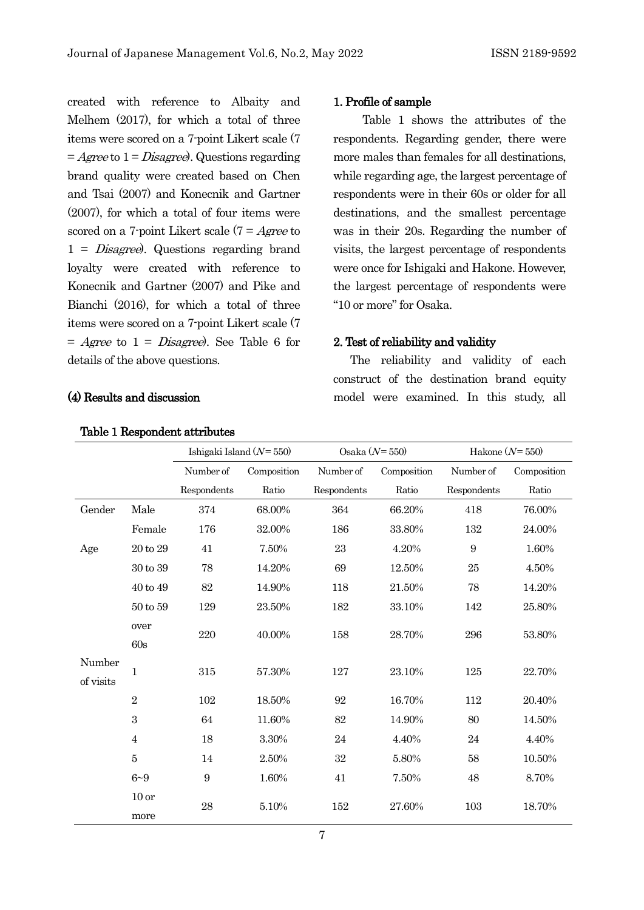created with reference to Albaity and Melhem (2017), for which a total of three items were scored on a 7-point Likert scale (7 = *Agree* to 1 = *Disagree*). Questions regarding brand quality were created based on Chen and Tsai (2007) and Konecnik and Gartner (2007), for which a total of four items were scored on a 7-point Likert scale (7 = *Agree* to 1 = *Disagree*). Questions regarding brand loyalty were created with reference to Konecnik and Gartner (2007) and Pike and Bianchi (2016), for which a total of three items were scored on a 7-point Likert scale (7 = *Agree* to 1 = *Disagree*). See Table 6 for details of the above questions.

### (4) Results and discussion

#### 1. Profile of sample

Table 1 shows the attributes of the respondents. Regarding gender, there were more males than females for all destinations, while regarding age, the largest percentage of respondents were in their 60s or older for all destinations, and the smallest percentage was in their 20s. Regarding the number of visits, the largest percentage of respondents were once for Ishigaki and Hakone. However, the largest percentage of respondents were "10 or more" for Osaka.

#### 2. Test of reliability and validity

The reliability and validity of each construct of the destination brand equity model were examined. In this study, all

**Table 1 Respondent attributes**

| | | Ishigaki Island ($N$= 550) | | Osaka ($N$= 550) | | Hakone ($N$= 550) | |
|---|---|---|---|---|---|---|---|
| | | Number of Respondents | Composition Ratio | Number of Respondents | Composition Ratio | Number of Respondents | Composition Ratio |
| Gender | Male | 374 | 68.00% | 364 | 66.20% | 418 | 76.00% |
| | Female | 176 | 32.00% | 186 | 33.80% | 132 | 24.00% |
| Age | 20 to 29 | 41 | 7.50% | 23 | 4.20% | 9 | 1.60% |
| | 30 to 39 | 78 | 14.20% | 69 | 12.50% | 25 | 4.50% |
| | 40 to 49 | 82 | 14.90% | 118 | 21.50% | 78 | 14.20% |
| | 50 to 59 | 129 | 23.50% | 182 | 33.10% | 142 | 25.80% |
| | over 60s | 220 | 40.00% | 158 | 28.70% | 296 | 53.80% |
| Number of visits | 1 | 315 | 57.30% | 127 | 23.10% | 125 | 22.70% |
| | 2 | 102 | 18.50% | 92 | 16.70% | 112 | 20.40% |
| | 3 | 64 | 11.60% | 82 | 14.90% | 80 | 14.50% |
| | 4 | 18 | 3.30% | 24 | 4.40% | 24 | 4.40% |
| | 5 | 14 | 2.50% | 32 | 5.80% | 58 | 10.50% |
| | 6~9 | 9 | 1.60% | 41 | 7.50% | 48 | 8.70% |
| | 10 or more | 28 | 5.10% | 152 | 27.60% | 103 | 18.70% |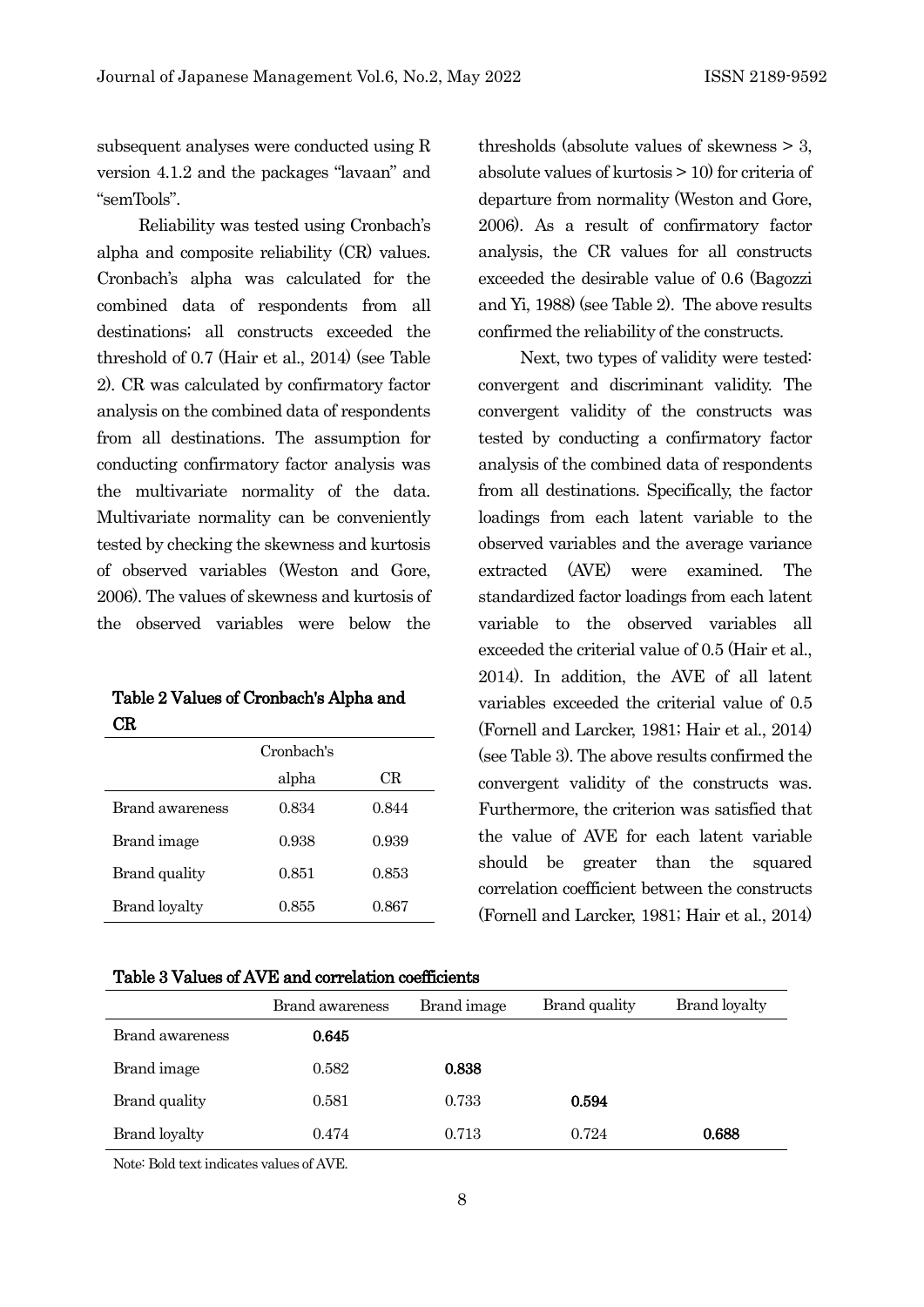subsequent analyses were conducted using R version 4.1.2 and the packages "lavaan" and "semTools".

Reliability was tested using Cronbach's alpha and composite reliability (CR) values. Cronbach's alpha was calculated for the combined data of respondents from all destinations; all constructs exceeded the threshold of 0.7 (Hair et al., 2014) (see Table 2). CR was calculated by confirmatory factor analysis on the combined data of respondents from all destinations. The assumption for conducting confirmatory factor analysis was the multivariate normality of the data. Multivariate normality can be conveniently tested by checking the skewness and kurtosis of observed variables (Weston and Gore, 2006). The values of skewness and kurtosis of the observed variables were below the thresholds (absolute values of skewness > 3, absolute values of kurtosis > 10) for criteria of departure from normality (Weston and Gore, 2006). As a result of confirmatory factor analysis, the CR values for all constructs exceeded the desirable value of 0.6 (Bagozzi and Yi, 1988) (see Table 2). The above results confirmed the reliability of the constructs.

**Table 2 Values of Cronbach's Alpha and CR**

| | Cronbach's alpha | CR |
|---|---|---|
| Brand awareness | 0.834 | 0.844 |
| Brand image | 0.938 | 0.939 |
| Brand quality | 0.851 | 0.853 |
| Brand loyalty | 0.855 | 0.867 |

Next, two types of validity were tested: convergent and discriminant validity. The convergent validity of the constructs was tested by conducting a confirmatory factor analysis of the combined data of respondents from all destinations. Specifically, the factor loadings from each latent variable to the observed variables and the average variance extracted (AVE) were examined. The standardized factor loadings from each latent variable to the observed variables all exceeded the criterial value of 0.5 (Hair et al., 2014). In addition, the AVE of all latent variables exceeded the criterial value of 0.5 (Fornell and Larcker, 1981; Hair et al., 2014) (see Table 3). The above results confirmed the convergent validity of the constructs was. Furthermore, the criterion was satisfied that the value of AVE for each latent variable should be greater than the squared correlation coefficient between the constructs (Fornell and Larcker, 1981; Hair et al., 2014)

**Table 3 Values of AVE and correlation coefficients**

| | Brand awareness | Brand image | Brand quality | Brand loyalty |
|---|---|---|---|---|
| Brand awareness | **0.645** | | | |
| Brand image | 0.582 | **0.838** | | |
| Brand quality | 0.581 | 0.733 | **0.594** | |
| Brand loyalty | 0.474 | 0.713 | 0.724 | **0.688** |

Note: Bold text indicates values of AVE.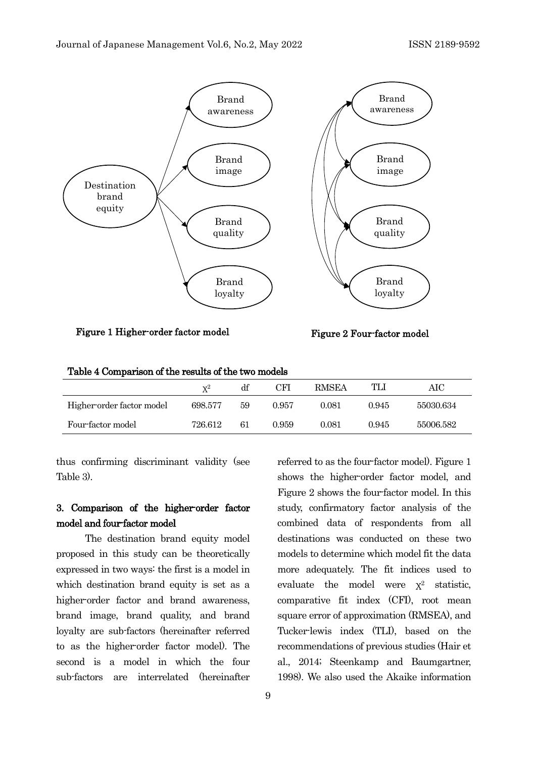Figure 1 Higher-order factor model

Figure 2 Four-factor model

Table 4 Comparison of the results of the two models

| | $\chi^2$ | df | CFI | RMSEA | TLI | AIC |
|---|---|---|---|---|---|---|
| Higher-order factor model | 698.577 | 59 | 0.957 | 0.081 | 0.945 | 55030.634 |
| Four-factor model | 726.612 | 61 | 0.959 | 0.081 | 0.945 | 55006.582 |

thus confirming discriminant validity (see Table 3).

### 3. Comparison of the higher-order factor model and four-factor model

The destination brand equity model proposed in this study can be theoretically expressed in two ways: the first is a model in which destination brand equity is set as a higher-order factor and brand awareness, brand image, brand quality, and brand loyalty are sub-factors (hereinafter referred to as the higher-order factor model). The second is a model in which the four sub-factors are interrelated (hereinafter referred to as the four-factor model). Figure 1 shows the higher-order factor model, and Figure 2 shows the four-factor model. In this study, confirmatory factor analysis of the combined data of respondents from all destinations was conducted on these two models to determine which model fit the data more adequately. The fit indices used to evaluate the model were $\chi^2$ statistic, comparative fit index (CFI), root mean square error of approximation (RMSEA), and Tucker-lewis index (TLI), based on the recommendations of previous studies (Hair et al., 2014; Steenkamp and Baumgartner, 1998). We also used the Akaike information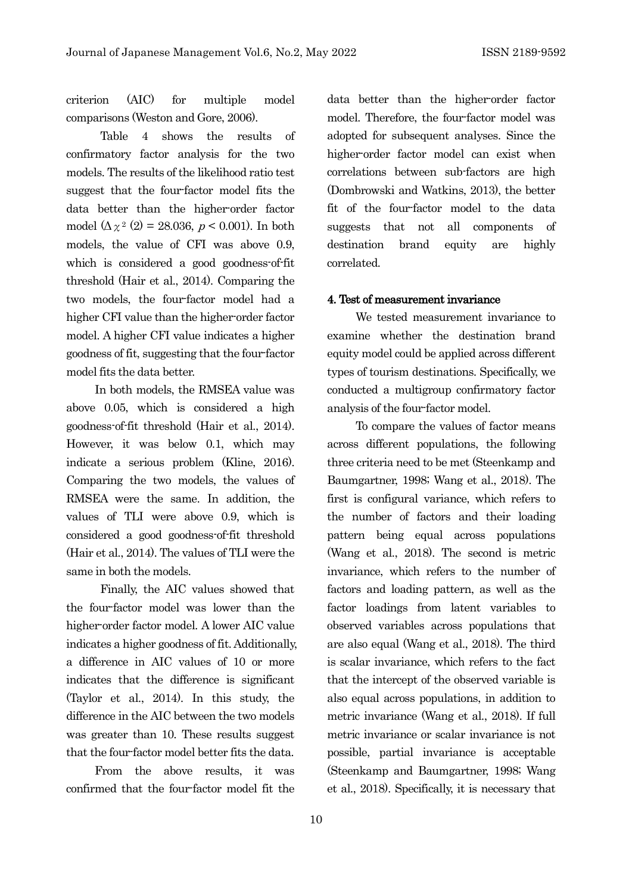criterion (AIC) for multiple model comparisons (Weston and Gore, 2006).

Table 4 shows the results of confirmatory factor analysis for the two models. The results of the likelihood ratio test suggest that the four-factor model fits the data better than the higher-order factor model ($\Delta\chi^2$ (2) = 28.036, $p$ < 0.001). In both models, the value of CFI was above 0.9, which is considered a good goodness-of-fit threshold (Hair et al., 2014). Comparing the two models, the four-factor model had a higher CFI value than the higher-order factor model. A higher CFI value indicates a higher goodness of fit, suggesting that the four-factor model fits the data better.

In both models, the RMSEA value was above 0.05, which is considered a high goodness-of-fit threshold (Hair et al., 2014). However, it was below 0.1, which may indicate a serious problem (Kline, 2016). Comparing the two models, the values of RMSEA were the same. In addition, the values of TLI were above 0.9, which is considered a good goodness-of-fit threshold (Hair et al., 2014). The values of TLI were the same in both the models.

Finally, the AIC values showed that the four-factor model was lower than the higher-order factor model. A lower AIC value indicates a higher goodness of fit. Additionally, a difference in AIC values of 10 or more indicates that the difference is significant (Taylor et al., 2014). In this study, the difference in the AIC between the two models was greater than 10. These results suggest that the four-factor model better fits the data.

From the above results, it was confirmed that the four-factor model fit the data better than the higher-order factor model. Therefore, the four-factor model was adopted for subsequent analyses. Since the higher-order factor model can exist when correlations between sub-factors are high (Dombrowski and Watkins, 2013), the better fit of the four-factor model to the data suggests that not all components of destination brand equity are highly correlated.

### 4. Test of measurement invariance

We tested measurement invariance to examine whether the destination brand equity model could be applied across different types of tourism destinations. Specifically, we conducted a multigroup confirmatory factor analysis of the four-factor model.

To compare the values of factor means across different populations, the following three criteria need to be met (Steenkamp and Baumgartner, 1998; Wang et al., 2018). The first is configural variance, which refers to the number of factors and their loading pattern being equal across populations (Wang et al., 2018). The second is metric invariance, which refers to the number of factors and loading pattern, as well as the factor loadings from latent variables to observed variables across populations that are also equal (Wang et al., 2018). The third is scalar invariance, which refers to the fact that the intercept of the observed variable is also equal across populations, in addition to metric invariance (Wang et al., 2018). If full metric invariance or scalar invariance is not possible, partial invariance is acceptable (Steenkamp and Baumgartner, 1998; Wang et al., 2018). Specifically, it is necessary that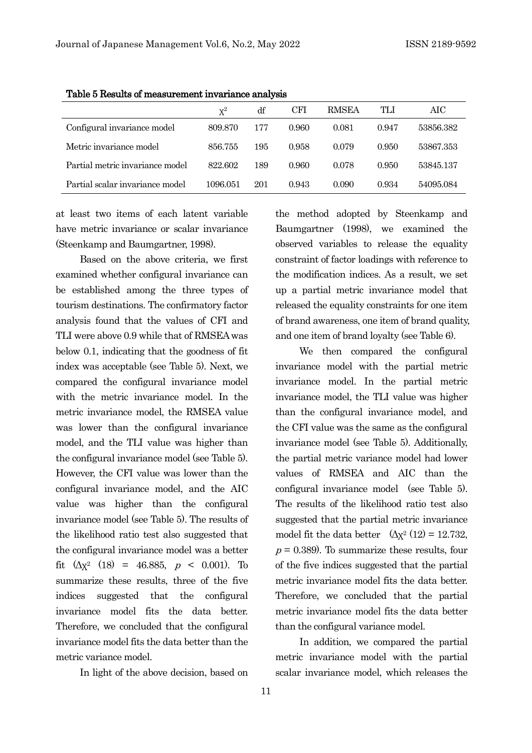**Table 5 Results of measurement invariance analysis**

| | $\chi^2$ | df | CFI | RMSEA | TLI | AIC |
|---|---|---|---|---|---|---|
| Configural invariance model | 809.870 | 177 | 0.960 | 0.081 | 0.947 | 53856.382 |
| Metric invariance model | 856.755 | 195 | 0.958 | 0.079 | 0.950 | 53867.353 |
| Partial metric invariance model | 822.602 | 189 | 0.960 | 0.078 | 0.950 | 53845.137 |
| Partial scalar invariance model | 1096.051 | 201 | 0.943 | 0.090 | 0.934 | 54095.084 |

at least two items of each latent variable have metric invariance or scalar invariance (Steenkamp and Baumgartner, 1998).

Based on the above criteria, we first examined whether configural invariance can be established among the three types of tourism destinations. The confirmatory factor analysis found that the values of CFI and TLI were above 0.9 while that of RMSEA was below 0.1, indicating that the goodness of fit index was acceptable (see Table 5). Next, we compared the configural invariance model with the metric invariance model. In the metric invariance model, the RMSEA value was lower than the configural invariance model, and the TLI value was higher than the configural invariance model (see Table 5). However, the CFI value was lower than the configural invariance model, and the AIC value was higher than the configural invariance model (see Table 5). The results of the likelihood ratio test also suggested that the configural invariance model was a better fit ($\Delta\chi^2$ (18) = 46.885, $p$ < 0.001). To summarize these results, three of the five indices suggested that the configural invariance model fits the data better. Therefore, we concluded that the configural invariance model fits the data better than the metric variance model.

In light of the above decision, based on the method adopted by Steenkamp and Baumgartner (1998), we examined the observed variables to release the equality constraint of factor loadings with reference to the modification indices. As a result, we set up a partial metric invariance model that released the equality constraints for one item of brand awareness, one item of brand quality, and one item of brand loyalty (see Table 6).

We then compared the configural invariance model with the partial metric invariance model. In the partial metric invariance model, the TLI value was higher than the configural invariance model, and the CFI value was the same as the configural invariance model (see Table 5). Additionally, the partial metric variance model had lower values of RMSEA and AIC than the configural invariance model (see Table 5). The results of the likelihood ratio test also suggested that the partial metric invariance model fit the data better ($\Delta\chi^2$ (12) = 12.732, $p$ = 0.389). To summarize these results, four of the five indices suggested that the partial metric invariance model fits the data better. Therefore, we concluded that the partial metric invariance model fits the data better than the configural variance model.

In addition, we compared the partial metric invariance model with the partial scalar invariance model, which releases the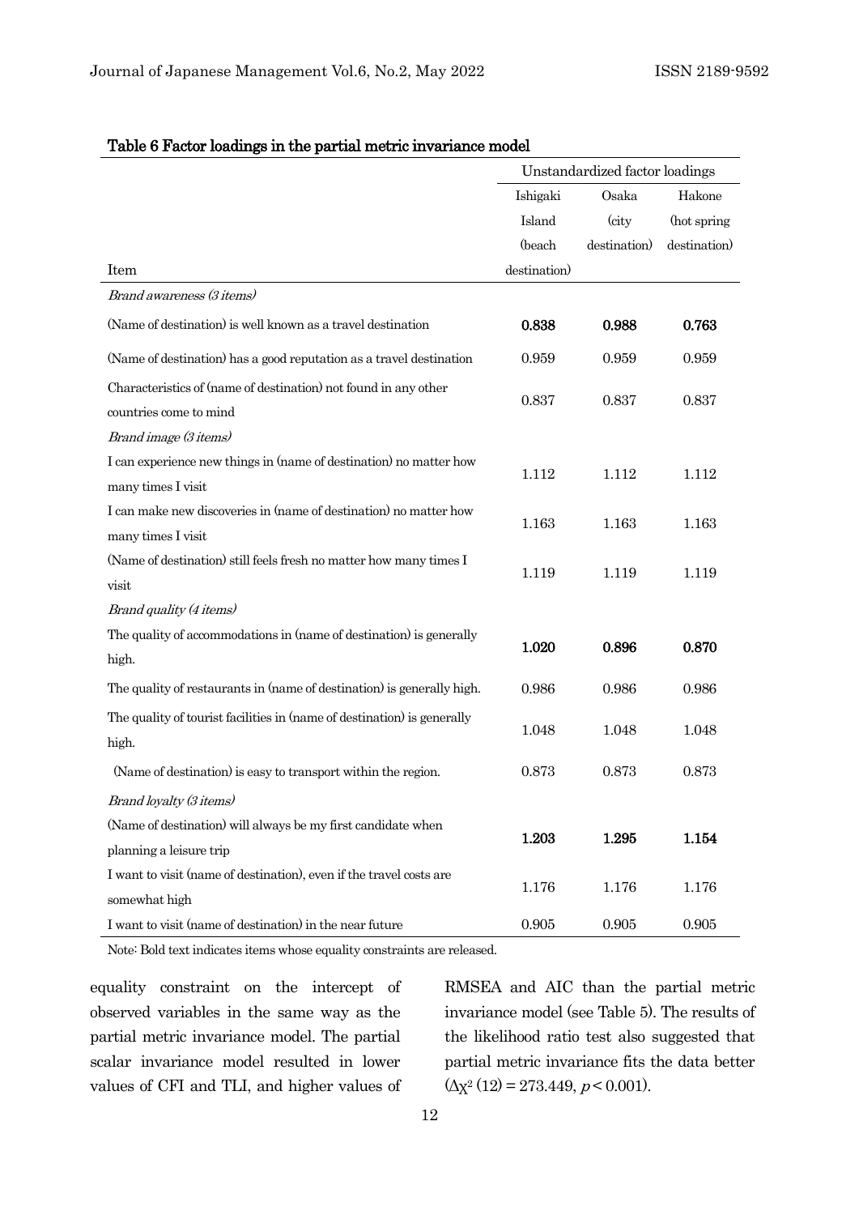**Table 6 Factor loadings in the partial metric invariance model**

| Item | Unstandardized factor loadings | | |
|---|---|---|---|
| | Ishigaki Island (beach destination) | Osaka (city destination) | Hakone (hot spring destination) |
| *Brand awareness (3 items)* | | | |
| (Name of destination) is well known as a travel destination | **0.838** | **0.988** | **0.763** |
| (Name of destination) has a good reputation as a travel destination | 0.959 | 0.959 | 0.959 |
| Characteristics of (name of destination) not found in any other countries come to mind | 0.837 | 0.837 | 0.837 |
| *Brand image (3 items)* | | | |
| I can experience new things in (name of destination) no matter how many times I visit | 1.112 | 1.112 | 1.112 |
| I can make new discoveries in (name of destination) no matter how many times I visit | 1.163 | 1.163 | 1.163 |
| (Name of destination) still feels fresh no matter how many times I visit | 1.119 | 1.119 | 1.119 |
| *Brand quality (4 items)* | | | |
| The quality of accommodations in (name of destination) is generally high. | **1.020** | **0.896** | **0.870** |
| The quality of restaurants in (name of destination) is generally high. | 0.986 | 0.986 | 0.986 |
| The quality of tourist facilities in (name of destination) is generally high. | 1.048 | 1.048 | 1.048 |
| (Name of destination) is easy to transport within the region. | 0.873 | 0.873 | 0.873 |
| *Brand loyalty (3 items)* | | | |
| (Name of destination) will always be my first candidate when planning a leisure trip | **1.203** | **1.295** | **1.154** |
| I want to visit (name of destination), even if the travel costs are somewhat high | 1.176 | 1.176 | 1.176 |
| I want to visit (name of destination) in the near future | 0.905 | 0.905 | 0.905 |

Note: Bold text indicates items whose equality constraints are released.

equality constraint on the intercept of observed variables in the same way as the partial metric invariance model. The partial scalar invariance model resulted in lower values of CFI and TLI, and higher values of RMSEA and AIC than the partial metric invariance model (see Table 5). The results of the likelihood ratio test also suggested that partial metric invariance fits the data better ($\Delta\chi^2\,(12) = 273.449$, $p < 0.001$).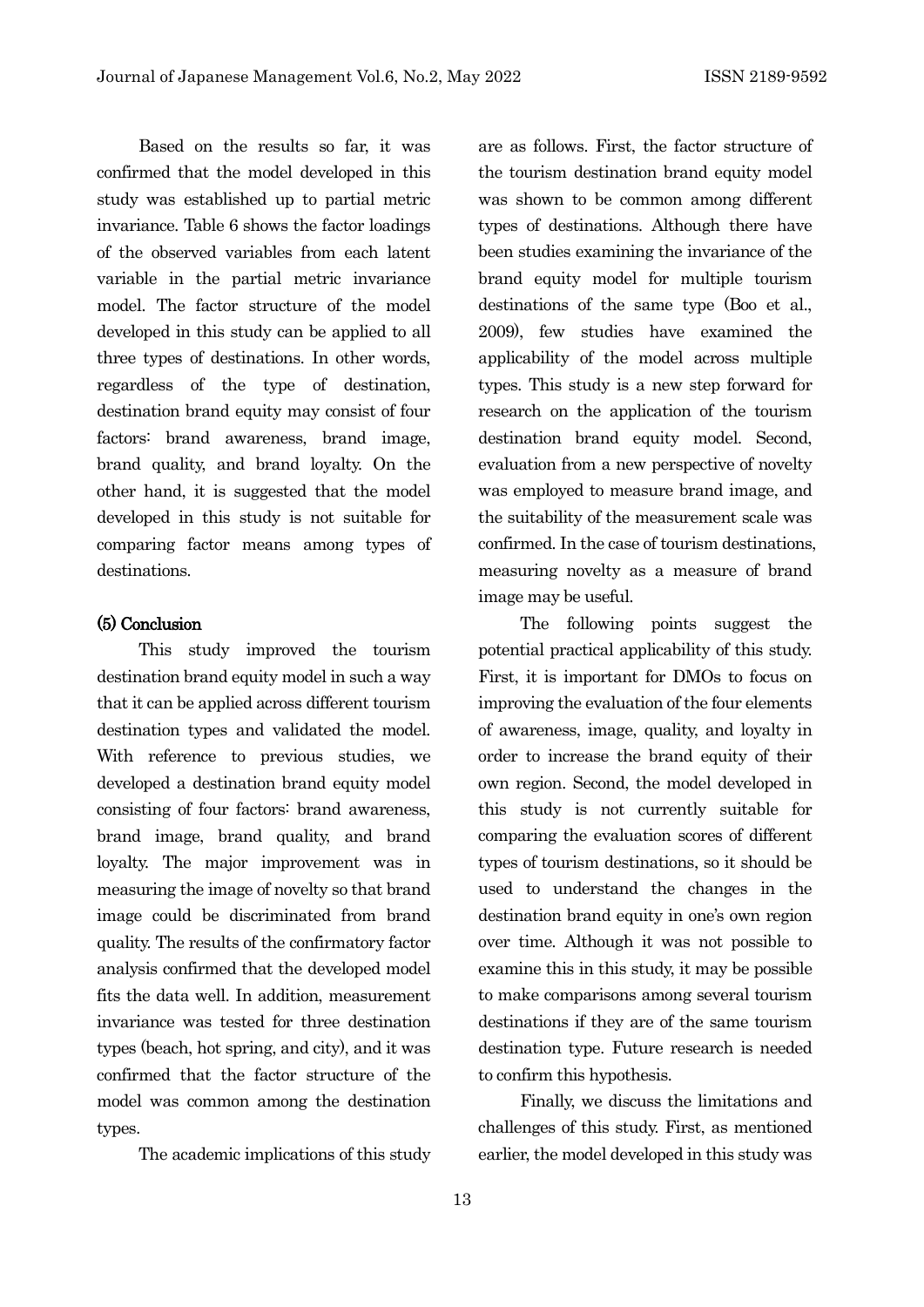Based on the results so far, it was confirmed that the model developed in this study was established up to partial metric invariance. Table 6 shows the factor loadings of the observed variables from each latent variable in the partial metric invariance model. The factor structure of the model developed in this study can be applied to all three types of destinations. In other words, regardless of the type of destination, destination brand equity may consist of four factors: brand awareness, brand image, brand quality, and brand loyalty. On the other hand, it is suggested that the model developed in this study is not suitable for comparing factor means among types of destinations.

### (5) Conclusion

This study improved the tourism destination brand equity model in such a way that it can be applied across different tourism destination types and validated the model. With reference to previous studies, we developed a destination brand equity model consisting of four factors: brand awareness, brand image, brand quality, and brand loyalty. The major improvement was in measuring the image of novelty so that brand image could be discriminated from brand quality. The results of the confirmatory factor analysis confirmed that the developed model fits the data well. In addition, measurement invariance was tested for three destination types (beach, hot spring, and city), and it was confirmed that the factor structure of the model was common among the destination types.

The academic implications of this study are as follows. First, the factor structure of the tourism destination brand equity model was shown to be common among different types of destinations. Although there have been studies examining the invariance of the brand equity model for multiple tourism destinations of the same type (Boo et al., 2009), few studies have examined the applicability of the model across multiple types. This study is a new step forward for research on the application of the tourism destination brand equity model. Second, evaluation from a new perspective of novelty was employed to measure brand image, and the suitability of the measurement scale was confirmed. In the case of tourism destinations, measuring novelty as a measure of brand image may be useful.

The following points suggest the potential practical applicability of this study. First, it is important for DMOs to focus on improving the evaluation of the four elements of awareness, image, quality, and loyalty in order to increase the brand equity of their own region. Second, the model developed in this study is not currently suitable for comparing the evaluation scores of different types of tourism destinations, so it should be used to understand the changes in the destination brand equity in one's own region over time. Although it was not possible to examine this in this study, it may be possible to make comparisons among several tourism destinations if they are of the same tourism destination type. Future research is needed to confirm this hypothesis.

Finally, we discuss the limitations and challenges of this study. First, as mentioned earlier, the model developed in this study was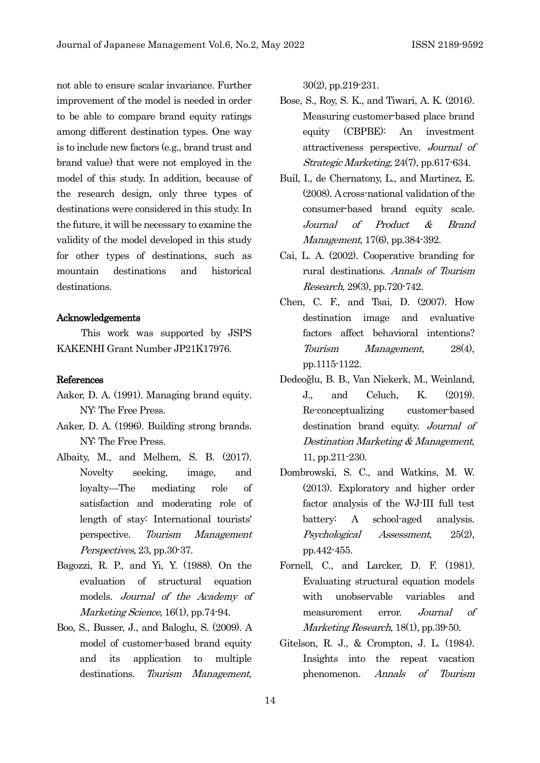not able to ensure scalar invariance. Further improvement of the model is needed in order to be able to compare brand equity ratings among different destination types. One way is to include new factors (e.g., brand trust and brand value) that were not employed in the model of this study. In addition, because of the research design, only three types of destinations were considered in this study. In the future, it will be necessary to examine the validity of the model developed in this study for other types of destinations, such as mountain destinations and historical destinations.

## Acknowledgements

This work was supported by JSPS KAKENHI Grant Number JP21K17976.

## References

Aaker, D. A. (1991). Managing brand equity. NY: The Free Press.

Aaker, D. A. (1996). Building strong brands. NY: The Free Press.

Albaity, M., and Melhem, S. B. (2017). Novelty seeking, image, and loyalty—The mediating role of satisfaction and moderating role of length of stay: International tourists' perspective. *Tourism Management Perspectives,* 23, pp.30-37.

Bagozzi, R. P., and Yi, Y. (1988). On the evaluation of structural equation models. *Journal of the Academy of Marketing Science,* 16(1), pp.74-94.

Boo, S., Busser, J., and Baloglu, S. (2009). A model of customer-based brand equity and its application to multiple destinations. *Tourism Management*, 30(2), pp.219-231.

Bose, S., Roy, S. K., and Tiwari, A. K. (2016). Measuring customer-based place brand equity (CBPBE): An investment attractiveness perspective. *Journal of Strategic Marketing,* 24(7), pp.617-634.

Buil, I., de Chernatony, L., and Martinez, E. (2008). A cross-national validation of the consumer-based brand equity scale. *Journal of Product & Brand Management*, 17(6), pp.384-392.

Cai, L. A. (2002). Cooperative branding for rural destinations. *Annals of Tourism Research,* 29(3), pp.720-742.

Chen, C. F., and Tsai, D. (2007). How destination image and evaluative factors affect behavioral intentions? *Tourism Management,* 28(4), pp.1115-1122.

Dedeoğlu, B. B., Van Niekerk, M., Weinland, J., and Celuch, K. (2019). Re-conceptualizing customer-based destination brand equity. *Journal of Destination Marketing & Management*, 11, pp.211-230.

Dombrowski, S. C., and Watkins, M. W. (2013). Exploratory and higher order factor analysis of the WJ-III full test battery: A school-aged analysis. *Psychological Assessment*, 25(2), pp.442-455.

Fornell, C., and Larcker, D. F. (1981). Evaluating structural equation models with unobservable variables and measurement error. *Journal of Marketing Research,* 18(1), pp.39-50.

Gitelson, R. J., & Crompton, J. L. (1984). Insights into the repeat vacation phenomenon. *Annals of Tourism*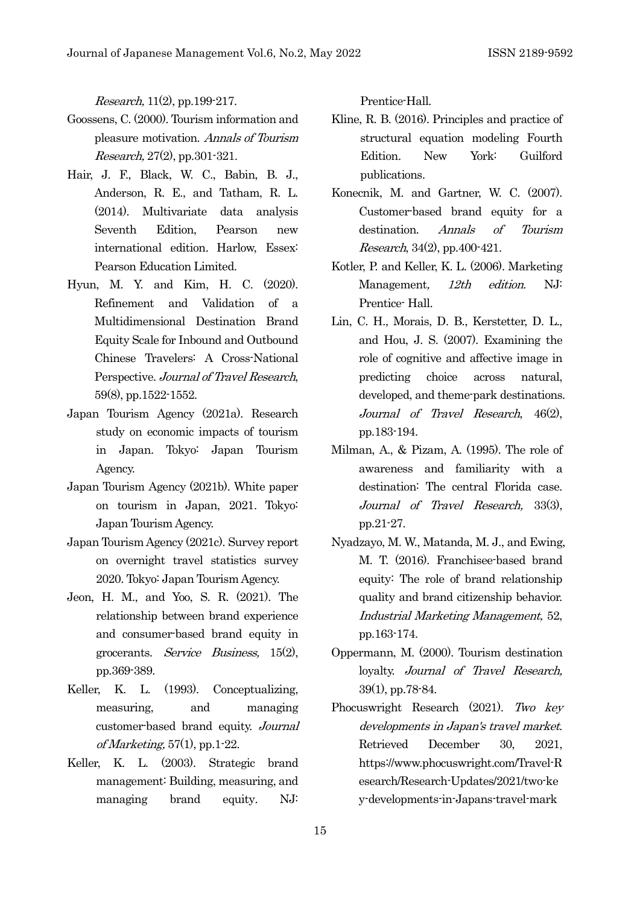*Research,* 11(2), pp.199-217.

Goossens, C. (2000). Tourism information and pleasure motivation. *Annals of Tourism Research,* 27(2), pp.301-321.

Hair, J. F., Black, W. C., Babin, B. J., Anderson, R. E., and Tatham, R. L. (2014). Multivariate data analysis Seventh Edition, Pearson new international edition. Harlow, Essex: Pearson Education Limited.

Hyun, M. Y. and Kim, H. C. (2020). Refinement and Validation of a Multidimensional Destination Brand Equity Scale for Inbound and Outbound Chinese Travelers: A Cross-National Perspective. *Journal of Travel Research*, 59(8), pp.1522-1552.

Japan Tourism Agency (2021a). Research study on economic impacts of tourism in Japan. Tokyo: Japan Tourism Agency.

Japan Tourism Agency (2021b). White paper on tourism in Japan, 2021. Tokyo: Japan Tourism Agency.

Japan Tourism Agency (2021c). Survey report on overnight travel statistics survey 2020. Tokyo: Japan Tourism Agency.

Jeon, H. M., and Yoo, S. R. (2021). The relationship between brand experience and consumer-based brand equity in grocerants. *Service Business,* 15(2), pp.369-389.

Keller, K. L. (1993). Conceptualizing, measuring, and managing customer-based brand equity. *Journal of Marketing,* 57(1), pp.1-22.

Keller, K. L. (2003). Strategic brand management: Building, measuring, and managing brand equity. NJ: Prentice-Hall.

Kline, R. B. (2016). Principles and practice of structural equation modeling Fourth Edition. New York: Guilford publications.

Konecnik, M. and Gartner, W. C. (2007). Customer-based brand equity for a destination. *Annals of Tourism Research*, 34(2), pp.400-421.

Kotler, P. and Keller, K. L. (2006). Marketing Management, *12th edition*. NJ: Prentice- Hall.

Lin, C. H., Morais, D. B., Kerstetter, D. L., and Hou, J. S. (2007). Examining the role of cognitive and affective image in predicting choice across natural, developed, and theme-park destinations. *Journal of Travel Research*, 46(2), pp.183-194.

Milman, A., & Pizam, A. (1995). The role of awareness and familiarity with a destination: The central Florida case. *Journal of Travel Research,* 33(3), pp.21-27.

Nyadzayo, M. W., Matanda, M. J., and Ewing, M. T. (2016). Franchisee-based brand equity: The role of brand relationship quality and brand citizenship behavior. *Industrial Marketing Management,* 52, pp.163-174.

Oppermann, M. (2000). Tourism destination loyalty. *Journal of Travel Research,* 39(1), pp.78-84.

Phocuswright Research (2021). *Two key developments in Japan's travel market*. Retrieved December 30, 2021, https://www.phocuswright.com/Travel-Research/Research-Updates/2021/two-key-developments-in-Japans-travel-mark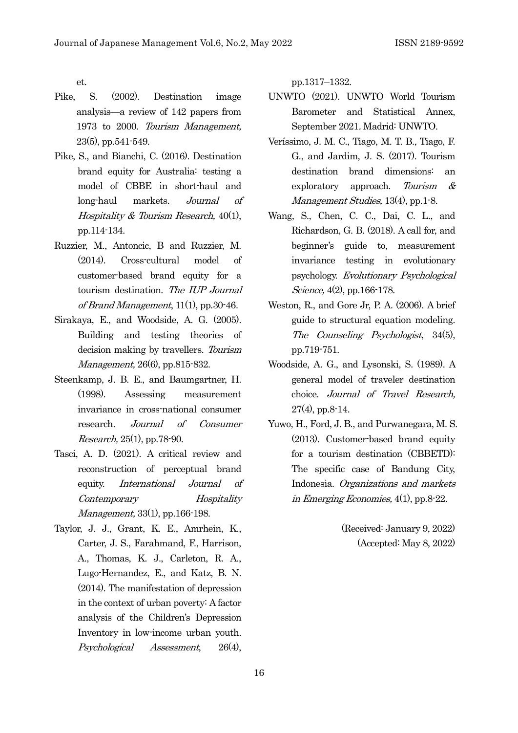et.

Pike, S. (2002). Destination image analysis—a review of 142 papers from 1973 to 2000. *Tourism Management,* 23(5), pp.541-549.

Pike, S., and Bianchi, C. (2016). Destination brand equity for Australia: testing a model of CBBE in short-haul and long-haul markets. *Journal of Hospitality & Tourism Research,* 40(1), pp.114-134.

Ruzzier, M., Antoncic, B and Ruzzier, M. (2014). Cross-cultural model of customer-based brand equity for a tourism destination. *The IUP Journal of Brand Management*, 11(1), pp.30-46.

Sirakaya, E., and Woodside, A. G. (2005). Building and testing theories of decision making by travellers. *Tourism Management,* 26(6), pp.815-832.

Steenkamp, J. B. E., and Baumgartner, H. (1998). Assessing measurement invariance in cross-national consumer research. *Journal of Consumer Research,* 25(1), pp.78-90.

Tasci, A. D. (2021). A critical review and reconstruction of perceptual brand equity. *International Journal of Contemporary Hospitality Management,* 33(1), pp.166-198.

Taylor, J. J., Grant, K. E., Amrhein, K., Carter, J. S., Farahmand, F., Harrison, A., Thomas, K. J., Carleton, R. A., Lugo-Hernandez, E., and Katz, B. N. (2014). The manifestation of depression in the context of urban poverty: A factor analysis of the Children's Depression Inventory in low-income urban youth. *Psychological Assessment*, 26(4), pp.1317–1332.

UNWTO (2021). UNWTO World Tourism Barometer and Statistical Annex, September 2021. Madrid: UNWTO.

Veríssimo, J. M. C., Tiago, M. T. B., Tiago, F. G., and Jardim, J. S. (2017). Tourism destination brand dimensions: an exploratory approach. *Tourism & Management Studies,* 13(4), pp.1-8.

Wang, S., Chen, C. C., Dai, C. L., and Richardson, G. B. (2018). A call for, and beginner's guide to, measurement invariance testing in evolutionary psychology. *Evolutionary Psychological Science,* 4(2), pp.166-178.

Weston, R., and Gore Jr, P. A. (2006). A brief guide to structural equation modeling. *The Counseling Psychologist*, 34(5), pp.719-751.

Woodside, A. G., and Lysonski, S. (1989). A general model of traveler destination choice. *Journal of Travel Research,* 27(4), pp.8-14.

Yuwo, H., Ford, J. B., and Purwanegara, M. S. (2013). Customer-based brand equity for a tourism destination (CBBETD): The specific case of Bandung City, Indonesia. *Organizations and markets in Emerging Economies,* 4(1), pp.8-22.

(Received: January 9, 2022)
(Accepted: May 8, 2022)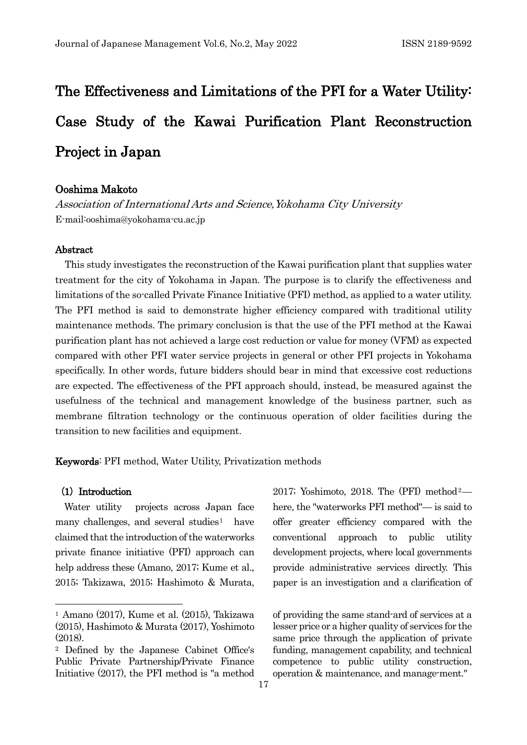# The Effectiveness and Limitations of the PFI for a Water Utility: Case Study of the Kawai Purification Plant Reconstruction Project in Japan

**Ooshima Makoto**

*Association of International Arts and Science, Yokohama City University*

E-mail:ooshima@yokohama-cu.ac.jp

### Abstract

This study investigates the reconstruction of the Kawai purification plant that supplies water treatment for the city of Yokohama in Japan. The purpose is to clarify the effectiveness and limitations of the so-called Private Finance Initiative (PFI) method, as applied to a water utility. The PFI method is said to demonstrate higher efficiency compared with traditional utility maintenance methods. The primary conclusion is that the use of the PFI method at the Kawai purification plant has not achieved a large cost reduction or value for money (VFM) as expected compared with other PFI water service projects in general or other PFI projects in Yokohama specifically. In other words, future bidders should bear in mind that excessive cost reductions are expected. The effectiveness of the PFI approach should, instead, be measured against the usefulness of the technical and management knowledge of the business partner, such as membrane filtration technology or the continuous operation of older facilities during the transition to new facilities and equipment.

**Keywords**: PFI method, Water Utility, Privatization methods

### (1) Introduction

Water utility projects across Japan face many challenges, and several studies[1] have claimed that the introduction of the waterworks private finance initiative (PFI) approach can help address these (Amano, 2017; Kume et al., 2015; Takizawa, 2015; Hashimoto & Murata, 2017; Yoshimoto, 2018. The (PFI) method[2]— here, the "waterworks PFI method"— is said to offer greater efficiency compared with the conventional approach to public utility development projects, where local governments provide administrative services directly. This paper is an investigation and a clarification of

---

[1] Amano (2017), Kume et al. (2015), Takizawa (2015), Hashimoto & Murata (2017), Yoshimoto (2018).

[2] Defined by the Japanese Cabinet Office's Public Private Partnership/Private Finance Initiative (2017), the PFI method is "a method of providing the same stand-ard of services at a lesser price or a higher quality of services for the same price through the application of private funding, management capability, and technical competence to public utility construction, operation & maintenance, and manage-ment."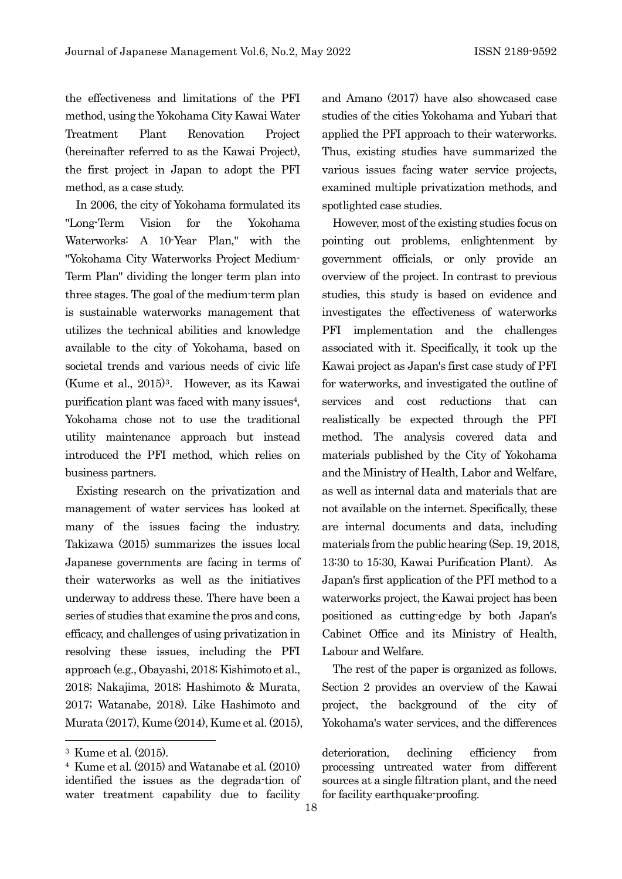the effectiveness and limitations of the PFI method, using the Yokohama City Kawai Water Treatment Plant Renovation Project (hereinafter referred to as the Kawai Project), the first project in Japan to adopt the PFI method, as a case study.

In 2006, the city of Yokohama formulated its "Long-Term Vision for the Yokohama Waterworks: A 10-Year Plan," with the "Yokohama City Waterworks Project Medium-Term Plan" dividing the longer term plan into three stages. The goal of the medium-term plan is sustainable waterworks management that utilizes the technical abilities and knowledge available to the city of Yokohama, based on societal trends and various needs of civic life (Kume et al., 2015)[3]. However, as its Kawai purification plant was faced with many issues[4], Yokohama chose not to use the traditional utility maintenance approach but instead introduced the PFI method, which relies on business partners.

Existing research on the privatization and management of water services has looked at many of the issues facing the industry. Takizawa (2015) summarizes the issues local Japanese governments are facing in terms of their waterworks as well as the initiatives underway to address these. There have been a series of studies that examine the pros and cons, efficacy, and challenges of using privatization in resolving these issues, including the PFI approach (e.g., Obayashi, 2018; Kishimoto et al., 2018; Nakajima, 2018; Hashimoto & Murata, 2017; Watanabe, 2018). Like Hashimoto and Murata (2017), Kume (2014), Kume et al. (2015), and Amano (2017) have also showcased case studies of the cities Yokohama and Yubari that applied the PFI approach to their waterworks. Thus, existing studies have summarized the various issues facing water service projects, examined multiple privatization methods, and spotlighted case studies.

However, most of the existing studies focus on pointing out problems, enlightenment by government officials, or only provide an overview of the project. In contrast to previous studies, this study is based on evidence and investigates the effectiveness of waterworks PFI implementation and the challenges associated with it. Specifically, it took up the Kawai project as Japan's first case study of PFI for waterworks, and investigated the outline of services and cost reductions that can realistically be expected through the PFI method. The analysis covered data and materials published by the City of Yokohama and the Ministry of Health, Labor and Welfare, as well as internal data and materials that are not available on the internet. Specifically, these are internal documents and data, including materials from the public hearing (Sep. 19, 2018, 13:30 to 15:30, Kawai Purification Plant). As Japan's first application of the PFI method to a waterworks project, the Kawai project has been positioned as cutting-edge by both Japan's Cabinet Office and its Ministry of Health, Labour and Welfare.

The rest of the paper is organized as follows. Section 2 provides an overview of the Kawai project, the background of the city of Yokohama's water services, and the differences

---

[3] Kume et al. (2015).

[4] Kume et al. (2015) and Watanabe et al. (2010) identified the issues as the degrada-tion of water treatment capability due to facility deterioration, declining efficiency from processing untreated water from different sources at a single filtration plant, and the need for facility earthquake-proofing.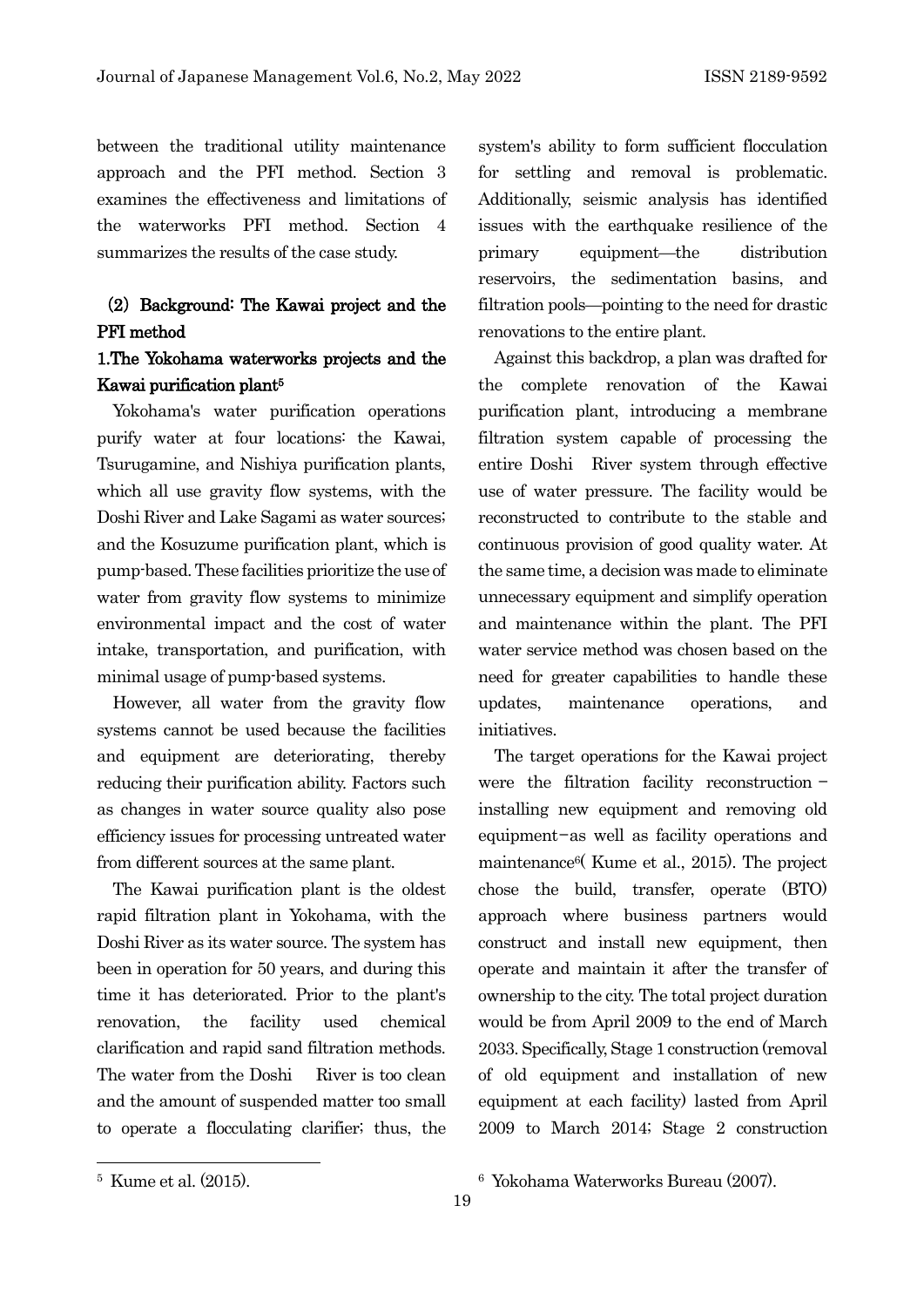between the traditional utility maintenance approach and the PFI method. Section 3 examines the effectiveness and limitations of the waterworks PFI method. Section 4 summarizes the results of the case study.

## (2) Background: The Kawai project and the PFI method

### 1.The Yokohama waterworks projects and the Kawai purification plant[5]

Yokohama's water purification operations purify water at four locations: the Kawai, Tsurugamine, and Nishiya purification plants, which all use gravity flow systems, with the Doshi River and Lake Sagami as water sources; and the Kosuzume purification plant, which is pump-based. These facilities prioritize the use of water from gravity flow systems to minimize environmental impact and the cost of water intake, transportation, and purification, with minimal usage of pump-based systems.

However, all water from the gravity flow systems cannot be used because the facilities and equipment are deteriorating, thereby reducing their purification ability. Factors such as changes in water source quality also pose efficiency issues for processing untreated water from different sources at the same plant.

The Kawai purification plant is the oldest rapid filtration plant in Yokohama, with the Doshi River as its water source. The system has been in operation for 50 years, and during this time it has deteriorated. Prior to the plant's renovation, the facility used chemical clarification and rapid sand filtration methods. The water from the Doshi River is too clean and the amount of suspended matter too small to operate a flocculating clarifier; thus, the system's ability to form sufficient flocculation for settling and removal is problematic. Additionally, seismic analysis has identified issues with the earthquake resilience of the primary equipment—the distribution reservoirs, the sedimentation basins, and filtration pools—pointing to the need for drastic renovations to the entire plant.

Against this backdrop, a plan was drafted for the complete renovation of the Kawai purification plant, introducing a membrane filtration system capable of processing the entire Doshi River system through effective use of water pressure. The facility would be reconstructed to contribute to the stable and continuous provision of good quality water. At the same time, a decision was made to eliminate unnecessary equipment and simplify operation and maintenance within the plant. The PFI water service method was chosen based on the need for greater capabilities to handle these updates, maintenance operations, and initiatives.

The target operations for the Kawai project were the filtration facility reconstruction – installing new equipment and removing old equipment – as well as facility operations and maintenance[6]( Kume et al., 2015). The project chose the build, transfer, operate (BTO) approach where business partners would construct and install new equipment, then operate and maintain it after the transfer of ownership to the city. The total project duration would be from April 2009 to the end of March 2033. Specifically, Stage 1 construction (removal of old equipment and installation of new equipment at each facility) lasted from April 2009 to March 2014; Stage 2 construction

---

[5] Kume et al. (2015).

[6] Yokohama Waterworks Bureau (2007).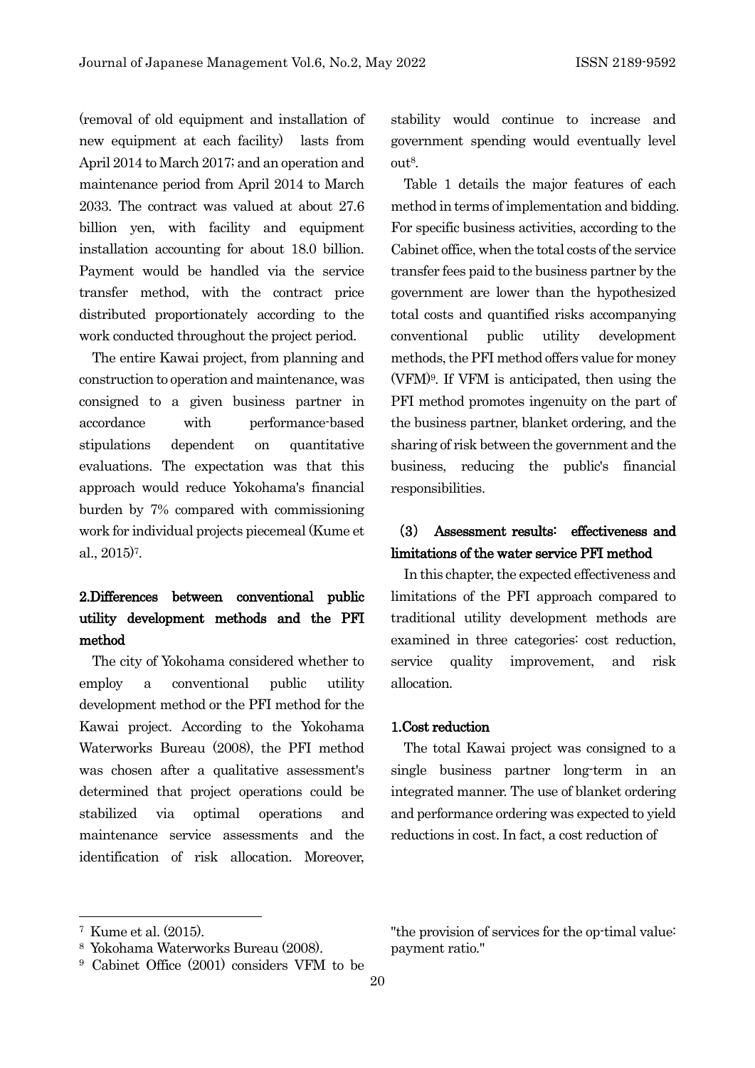(removal of old equipment and installation of new equipment at each facility) lasts from April 2014 to March 2017; and an operation and maintenance period from April 2014 to March 2033. The contract was valued at about 27.6 billion yen, with facility and equipment installation accounting for about 18.0 billion. Payment would be handled via the service transfer method, with the contract price distributed proportionately according to the work conducted throughout the project period.

The entire Kawai project, from planning and construction to operation and maintenance, was consigned to a given business partner in accordance with performance-based stipulations dependent on quantitative evaluations. The expectation was that this approach would reduce Yokohama's financial burden by 7% compared with commissioning work for individual projects piecemeal (Kume et al., 2015)[7].

### 2.Differences between conventional public utility development methods and the PFI method

The city of Yokohama considered whether to employ a conventional public utility development method or the PFI method for the Kawai project. According to the Yokohama Waterworks Bureau (2008), the PFI method was chosen after a qualitative assessment's determined that project operations could be stabilized via optimal operations and maintenance service assessments and the identification of risk allocation. Moreover, stability would continue to increase and government spending would eventually level out[8].

Table 1 details the major features of each method in terms of implementation and bidding. For specific business activities, according to the Cabinet office, when the total costs of the service transfer fees paid to the business partner by the government are lower than the hypothesized total costs and quantified risks accompanying conventional public utility development methods, the PFI method offers value for money (VFM)[9]. If VFM is anticipated, then using the PFI method promotes ingenuity on the part of the business partner, blanket ordering, and the sharing of risk between the government and the business, reducing the public's financial responsibilities.

## (3) Assessment results: effectiveness and limitations of the water service PFI method

In this chapter, the expected effectiveness and limitations of the PFI approach compared to traditional utility development methods are examined in three categories: cost reduction, service quality improvement, and risk allocation.

### 1.Cost reduction

The total Kawai project was consigned to a single business partner long-term in an integrated manner. The use of blanket ordering and performance ordering was expected to yield reductions in cost. In fact, a cost reduction of

---

[7] Kume et al. (2015).

[8] Yokohama Waterworks Bureau (2008).

[9] Cabinet Office (2001) considers VFM to be "the provision of services for the op-timal value: payment ratio."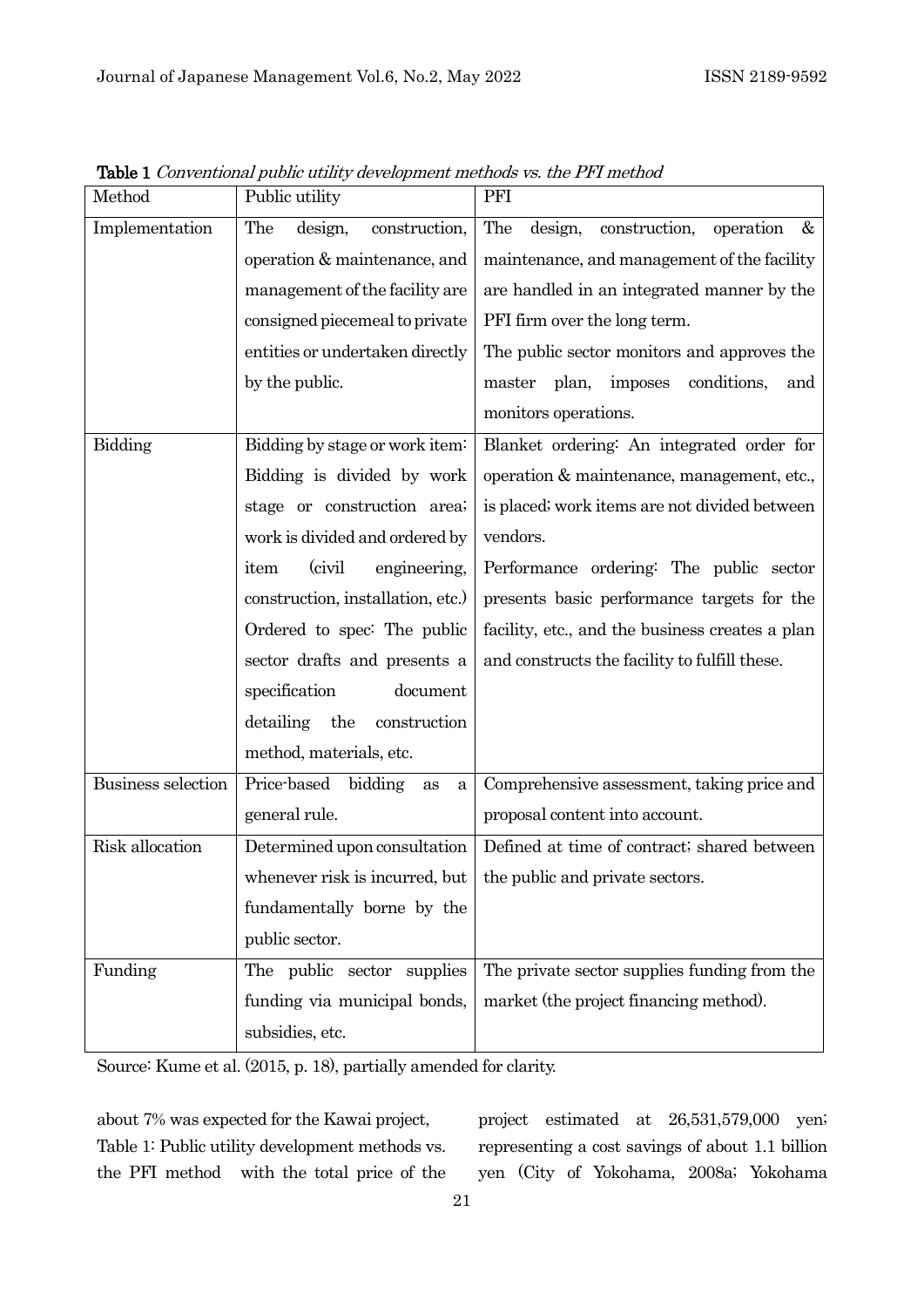**Table 1** *Conventional public utility development methods vs. the PFI method*

| Method | Public utility | PFI |
|---|---|---|
| Implementation | The design, construction, operation & maintenance, and management of the facility are consigned piecemeal to private entities or undertaken directly by the public. | The design, construction, operation & maintenance, and management of the facility are handled in an integrated manner by the PFI firm over the long term. The public sector monitors and approves the master plan, imposes conditions, and monitors operations. |
| Bidding | Bidding by stage or work item: Bidding is divided by work stage or construction area; work is divided and ordered by item (civil engineering, construction, installation, etc.) Ordered to spec: The public sector drafts and presents a specification document detailing the construction method, materials, etc. | Blanket ordering: An integrated order for operation & maintenance, management, etc., is placed; work items are not divided between vendors. Performance ordering: The public sector presents basic performance targets for the facility, etc., and the business creates a plan and constructs the facility to fulfill these. |
| Business selection | Price-based bidding as a general rule. | Comprehensive assessment, taking price and proposal content into account. |
| Risk allocation | Determined upon consultation whenever risk is incurred, but fundamentally borne by the public sector. | Defined at time of contract; shared between the public and private sectors. |
| Funding | The public sector supplies funding via municipal bonds, subsidies, etc. | The private sector supplies funding from the market (the project financing method). |

Source: Kume et al. (2015, p. 18), partially amended for clarity.

about 7% was expected for the Kawai project, Table 1: Public utility development methods vs. the PFI method with the total price of the project estimated at 26,531,579,000 yen; representing a cost savings of about 1.1 billion yen (City of Yokohama, 2008a; Yokohama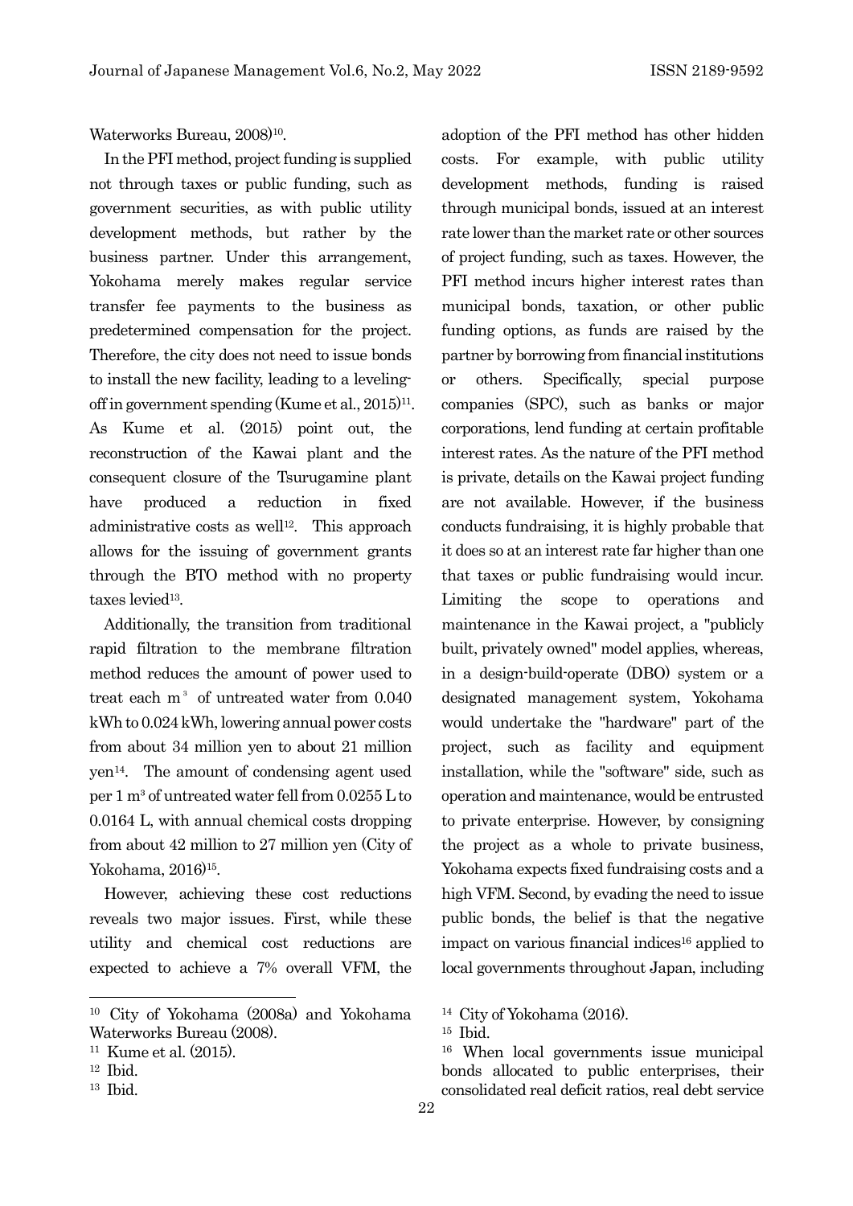Waterworks Bureau, 2008)[10].

In the PFI method, project funding is supplied not through taxes or public funding, such as government securities, as with public utility development methods, but rather by the business partner. Under this arrangement, Yokohama merely makes regular service transfer fee payments to the business as predetermined compensation for the project. Therefore, the city does not need to issue bonds to install the new facility, leading to a leveling-off in government spending (Kume et al., 2015)[11]. As Kume et al. (2015) point out, the reconstruction of the Kawai plant and the consequent closure of the Tsurugamine plant have produced a reduction in fixed administrative costs as well[12]. This approach allows for the issuing of government grants through the BTO method with no property taxes levied[13].

Additionally, the transition from traditional rapid filtration to the membrane filtration method reduces the amount of power used to treat each $m^3$ of untreated water from 0.040 kWh to 0.024 kWh, lowering annual power costs from about 34 million yen to about 21 million yen[14]. The amount of condensing agent used per 1 $m^3$ of untreated water fell from 0.0255 L to 0.0164 L, with annual chemical costs dropping from about 42 million to 27 million yen (City of Yokohama, 2016)[15].

However, achieving these cost reductions reveals two major issues. First, while these utility and chemical cost reductions are expected to achieve a 7% overall VFM, the adoption of the PFI method has other hidden costs. For example, with public utility development methods, funding is raised through municipal bonds, issued at an interest rate lower than the market rate or other sources of project funding, such as taxes. However, the PFI method incurs higher interest rates than municipal bonds, taxation, or other public funding options, as funds are raised by the partner by borrowing from financial institutions or others. Specifically, special purpose companies (SPC), such as banks or major corporations, lend funding at certain profitable interest rates. As the nature of the PFI method is private, details on the Kawai project funding are not available. However, if the business conducts fundraising, it is highly probable that it does so at an interest rate far higher than one that taxes or public fundraising would incur. Limiting the scope to operations and maintenance in the Kawai project, a "publicly built, privately owned" model applies, whereas, in a design-build-operate (DBO) system or a designated management system, Yokohama would undertake the "hardware" part of the project, such as facility and equipment installation, while the "software" side, such as operation and maintenance, would be entrusted to private enterprise. However, by consigning the project as a whole to private business, Yokohama expects fixed fundraising costs and a high VFM. Second, by evading the need to issue public bonds, the belief is that the negative impact on various financial indices[16] applied to local governments throughout Japan, including

---

[10] City of Yokohama (2008a) and Yokohama Waterworks Bureau (2008).

[11] Kume et al. (2015).

[12] Ibid.

[13] Ibid.

[14] City of Yokohama (2016).

[15] Ibid.

[16] When local governments issue municipal bonds allocated to public enterprises, their consolidated real deficit ratios, real debt service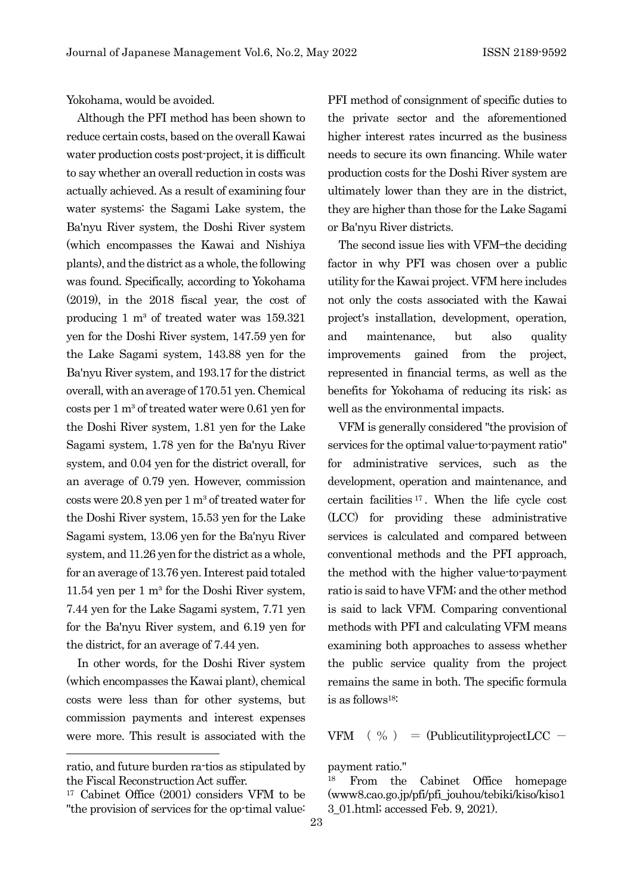Yokohama, would be avoided.

Although the PFI method has been shown to reduce certain costs, based on the overall Kawai water production costs post-project, it is difficult to say whether an overall reduction in costs was actually achieved. As a result of examining four water systems: the Sagami Lake system, the Ba'nyu River system, the Doshi River system (which encompasses the Kawai and Nishiya plants), and the district as a whole, the following was found. Specifically, according to Yokohama (2019), in the 2018 fiscal year, the cost of producing 1 $m^3$ of treated water was 159.321 yen for the Doshi River system, 147.59 yen for the Lake Sagami system, 143.88 yen for the Ba'nyu River system, and 193.17 for the district overall, with an average of 170.51 yen. Chemical costs per 1 $m^3$ of treated water were 0.61 yen for the Doshi River system, 1.81 yen for the Lake Sagami system, 1.78 yen for the Ba'nyu River system, and 0.04 yen for the district overall, for an average of 0.79 yen. However, commission costs were 20.8 yen per 1 $m^3$ of treated water for the Doshi River system, 15.53 yen for the Lake Sagami system, 13.06 yen for the Ba'nyu River system, and 11.26 yen for the district as a whole, for an average of 13.76 yen. Interest paid totaled 11.54 yen per 1 $m^3$ for the Doshi River system, 7.44 yen for the Lake Sagami system, 7.71 yen for the Ba'nyu River system, and 6.19 yen for the district, for an average of 7.44 yen.

In other words, for the Doshi River system (which encompasses the Kawai plant), chemical costs were less than for other systems, but commission payments and interest expenses were more. This result is associated with the PFI method of consignment of specific duties to the private sector and the aforementioned higher interest rates incurred as the business needs to secure its own financing. While water production costs for the Doshi River system are ultimately lower than they are in the district, they are higher than those for the Lake Sagami or Ba'nyu River districts.

The second issue lies with VFM–the deciding factor in why PFI was chosen over a public utility for the Kawai project. VFM here includes not only the costs associated with the Kawai project's installation, development, operation, and maintenance, but also quality improvements gained from the project, represented in financial terms, as well as the benefits for Yokohama of reducing its risk; as well as the environmental impacts.

VFM is generally considered "the provision of services for the optimal value-to-payment ratio" for administrative services, such as the development, operation and maintenance, and certain facilities[17]. When the life cycle cost (LCC) for providing these administrative services is calculated and compared between conventional methods and the PFI approach, the method with the higher value-to-payment ratio is said to have VFM; and the other method is said to lack VFM. Comparing conventional methods with PFI and calculating VFM means examining both approaches to assess whether the public service quality from the project remains the same in both. The specific formula is as follows[18]:

VFM （％） = (PublicutilityprojectLCC −

---

ratio, and future burden ra-tios as stipulated by the Fiscal Reconstruction Act suffer.

[17] Cabinet Office (2001) considers VFM to be "the provision of services for the op-timal value: payment ratio."

[18] From the Cabinet Office homepage (www8.cao.go.jp/pfi/pfi_jouhou/tebiki/kiso/kiso13_01.html; accessed Feb. 9, 2021).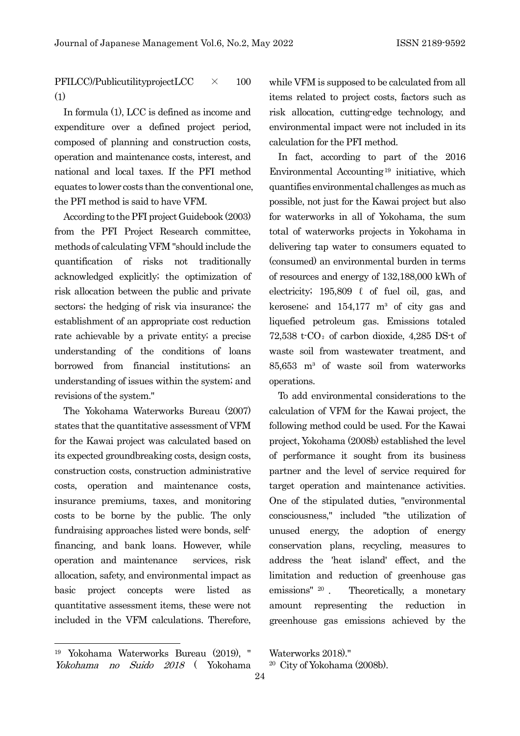PFILCC)/PublicutilityprojectLCC × 100 (1)

In formula (1), LCC is defined as income and expenditure over a defined project period, composed of planning and construction costs, operation and maintenance costs, interest, and national and local taxes. If the PFI method equates to lower costs than the conventional one, the PFI method is said to have VFM.

According to the PFI project Guidebook (2003) from the PFI Project Research committee, methods of calculating VFM "should include the quantification of risks not traditionally acknowledged explicitly; the optimization of risk allocation between the public and private sectors; the hedging of risk via insurance; the establishment of an appropriate cost reduction rate achievable by a private entity; a precise understanding of the conditions of loans borrowed from financial institutions; an understanding of issues within the system; and revisions of the system."

The Yokohama Waterworks Bureau (2007) states that the quantitative assessment of VFM for the Kawai project was calculated based on its expected groundbreaking costs, design costs, construction costs, construction administrative costs, operation and maintenance costs, insurance premiums, taxes, and monitoring costs to be borne by the public. The only fundraising approaches listed were bonds, self-financing, and bank loans. However, while operation and maintenance services, risk allocation, safety, and environmental impact as basic project concepts were listed as quantitative assessment items, these were not included in the VFM calculations. Therefore, while VFM is supposed to be calculated from all items related to project costs, factors such as risk allocation, cutting-edge technology, and environmental impact were not included in its calculation for the PFI method.

In fact, according to part of the 2016 Environmental Accounting[19] initiative, which quantifies environmental challenges as much as possible, not just for the Kawai project but also for waterworks in all of Yokohama, the sum total of waterworks projects in Yokohama in delivering tap water to consumers equated to (consumed) an environmental burden in terms of resources and energy of 132,188,000 kWh of electricity; 195,809 ℓ of fuel oil, gas, and kerosene; and 154,177 $m^3$ of city gas and liquefied petroleum gas. Emissions totaled 72,538 t-$CO_2$ of carbon dioxide, 4,285 DS-t of waste soil from wastewater treatment, and 85,653 $m^3$ of waste soil from waterworks operations.

To add environmental considerations to the calculation of VFM for the Kawai project, the following method could be used. For the Kawai project, Yokohama (2008b) established the level of performance it sought from its business partner and the level of service required for target operation and maintenance activities. One of the stipulated duties, "environmental consciousness," included "the utilization of unused energy, the adoption of energy conservation plans, recycling, measures to address the 'heat island' effect, and the limitation and reduction of greenhouse gas emissions"[20]. Theoretically, a monetary amount representing the reduction in greenhouse gas emissions achieved by the

---

[19] Yokohama Waterworks Bureau (2019), "*Yokohama no Suido 2018* (Yokohama Waterworks 2018)."

[20] City of Yokohama (2008b).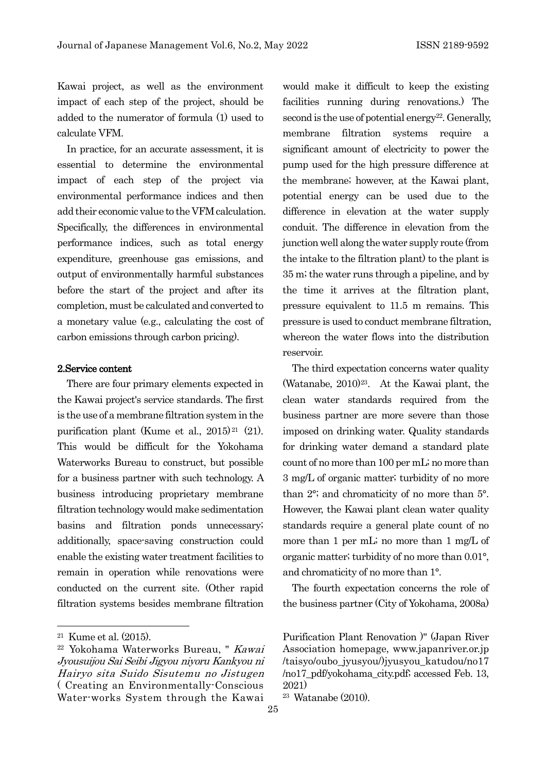Kawai project, as well as the environment impact of each step of the project, should be added to the numerator of formula (1) used to calculate VFM.

In practice, for an accurate assessment, it is essential to determine the environmental impact of each step of the project via environmental performance indices and then add their economic value to the VFM calculation. Specifically, the differences in environmental performance indices, such as total energy expenditure, greenhouse gas emissions, and output of environmentally harmful substances before the start of the project and after its completion, must be calculated and converted to a monetary value (e.g., calculating the cost of carbon emissions through carbon pricing).

### 2.Service content

There are four primary elements expected in the Kawai project's service standards. The first is the use of a membrane filtration system in the purification plant (Kume et al., 2015)[21] (21). This would be difficult for the Yokohama Waterworks Bureau to construct, but possible for a business partner with such technology. A business introducing proprietary membrane filtration technology would make sedimentation basins and filtration ponds unnecessary; additionally, space-saving construction could enable the existing water treatment facilities to remain in operation while renovations were conducted on the current site. (Other rapid filtration systems besides membrane filtration would make it difficult to keep the existing facilities running during renovations.) The second is the use of potential energy[22]. Generally, membrane filtration systems require a significant amount of electricity to power the pump used for the high pressure difference at the membrane; however, at the Kawai plant, potential energy can be used due to the difference in elevation at the water supply conduit. The difference in elevation from the junction well along the water supply route (from the intake to the filtration plant) to the plant is 35 m; the water runs through a pipeline, and by the time it arrives at the filtration plant, pressure equivalent to 11.5 m remains. This pressure is used to conduct membrane filtration, whereon the water flows into the distribution reservoir.

The third expectation concerns water quality (Watanabe, 2010)[23]. At the Kawai plant, the clean water standards required from the business partner are more severe than those imposed on drinking water. Quality standards for drinking water demand a standard plate count of no more than 100 per mL; no more than 3 mg/L of organic matter; turbidity of no more than 2°; and chromaticity of no more than 5°. However, the Kawai plant clean water quality standards require a general plate count of no more than 1 per mL; no more than 1 mg/L of organic matter; turbidity of no more than 0.01°, and chromaticity of no more than 1°.

The fourth expectation concerns the role of the business partner (City of Yokohama, 2008a)

---

[21] Kume et al. (2015).

[22] Yokohama Waterworks Bureau, " *Kawai Jyousuijou Sai Seibi Jigyou niyoru Kankyou ni Hairyo sita Suido Sisutemu no Jistugen* ( Creating an Environmentally-Conscious Water-works System through the Kawai Purification Plant Renovation )" (Japan River Association homepage, www.japanriver.or.jp/taisyo/oubo_jyusyou/)jyusyou_katudou/no17/no17_pdf/yokohama_city.pdf; accessed Feb. 13, 2021)

[23] Watanabe (2010).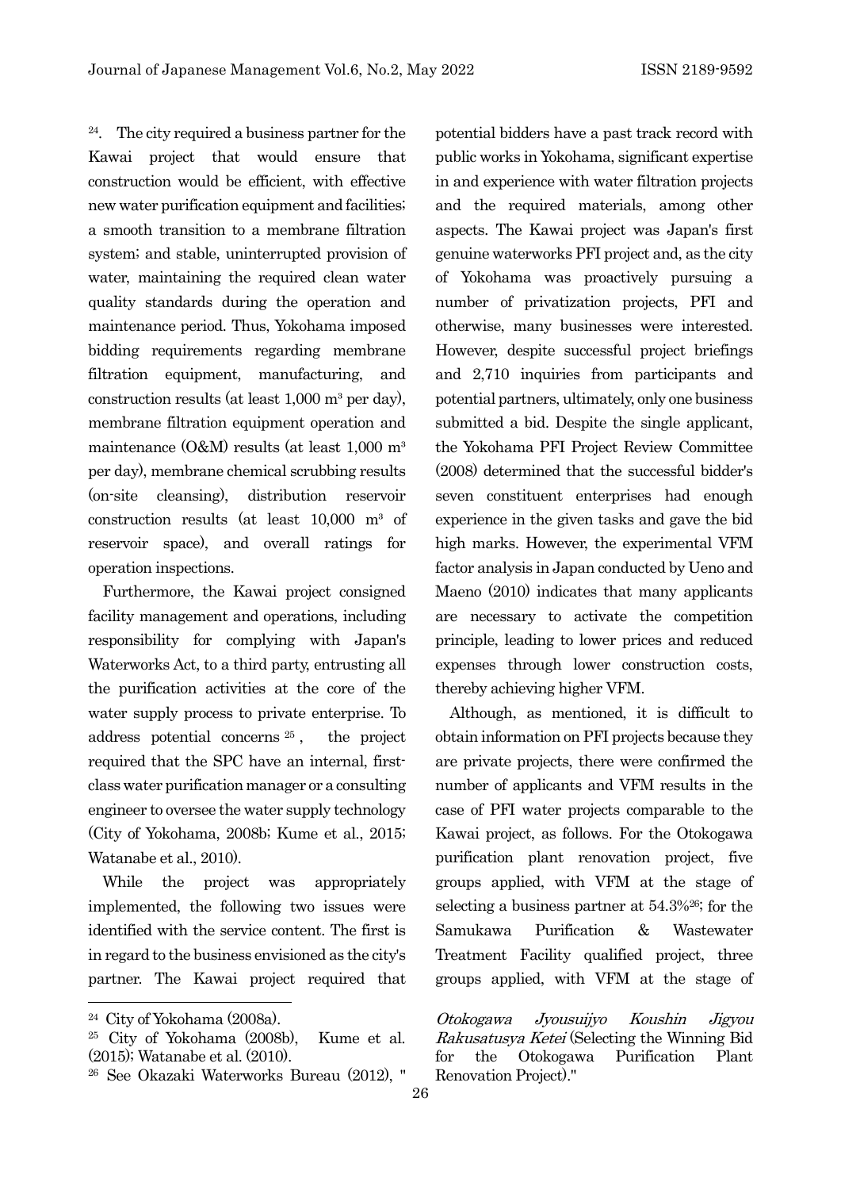[24]. The city required a business partner for the Kawai project that would ensure that construction would be efficient, with effective new water purification equipment and facilities; a smooth transition to a membrane filtration system; and stable, uninterrupted provision of water, maintaining the required clean water quality standards during the operation and maintenance period. Thus, Yokohama imposed bidding requirements regarding membrane filtration equipment, manufacturing, and construction results (at least 1,000 $m^3$ per day), membrane filtration equipment operation and maintenance (O&M) results (at least 1,000 $m^3$ per day), membrane chemical scrubbing results (on-site cleansing), distribution reservoir construction results (at least 10,000 $m^3$ of reservoir space), and overall ratings for operation inspections.

Furthermore, the Kawai project consigned facility management and operations, including responsibility for complying with Japan's Waterworks Act, to a third party, entrusting all the purification activities at the core of the water supply process to private enterprise. To address potential concerns [25], the project required that the SPC have an internal, first-class water purification manager or a consulting engineer to oversee the water supply technology (City of Yokohama, 2008b; Kume et al., 2015; Watanabe et al., 2010).

While the project was appropriately implemented, the following two issues were identified with the service content. The first is in regard to the business envisioned as the city's partner. The Kawai project required that potential bidders have a past track record with public works in Yokohama, significant expertise in and experience with water filtration projects and the required materials, among other aspects. The Kawai project was Japan's first genuine waterworks PFI project and, as the city of Yokohama was proactively pursuing a number of privatization projects, PFI and otherwise, many businesses were interested. However, despite successful project briefings and 2,710 inquiries from participants and potential partners, ultimately, only one business submitted a bid. Despite the single applicant, the Yokohama PFI Project Review Committee (2008) determined that the successful bidder's seven constituent enterprises had enough experience in the given tasks and gave the bid high marks. However, the experimental VFM factor analysis in Japan conducted by Ueno and Maeno (2010) indicates that many applicants are necessary to activate the competition principle, leading to lower prices and reduced expenses through lower construction costs, thereby achieving higher VFM.

Although, as mentioned, it is difficult to obtain information on PFI projects because they are private projects, there were confirmed the number of applicants and VFM results in the case of PFI water projects comparable to the Kawai project, as follows. For the Otokogawa purification plant renovation project, five groups applied, with VFM at the stage of selecting a business partner at 54.3%[26]; for the Samukawa Purification & Wastewater Treatment Facility qualified project, three groups applied, with VFM at the stage of

---

[24] City of Yokohama (2008a).

[25] City of Yokohama (2008b), Kume et al. (2015); Watanabe et al. (2010).

[26] See Okazaki Waterworks Bureau (2012), "*Otokogawa Jyousuijyo Koushin Jigyou Rakusatusya Ketei* (Selecting the Winning Bid for the Otokogawa Purification Plant Renovation Project)."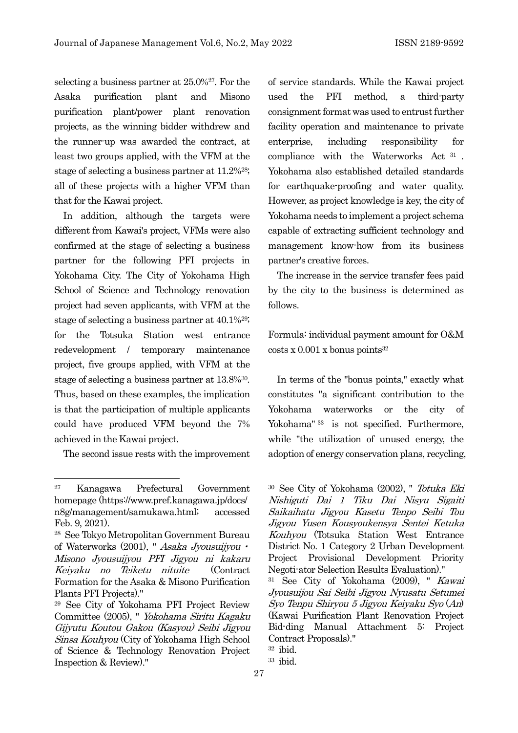selecting a business partner at 25.0%[27]. For the Asaka purification plant and Misono purification plant/power plant renovation projects, as the winning bidder withdrew and the runner-up was awarded the contract, at least two groups applied, with the VFM at the stage of selecting a business partner at 11.2%[28]; all of these projects with a higher VFM than that for the Kawai project.

In addition, although the targets were different from Kawai's project, VFMs were also confirmed at the stage of selecting a business partner for the following PFI projects in Yokohama City. The City of Yokohama High School of Science and Technology renovation project had seven applicants, with VFM at the stage of selecting a business partner at 40.1%[29]; for the Totsuka Station west entrance redevelopment / temporary maintenance project, five groups applied, with VFM at the stage of selecting a business partner at 13.8%[30]. Thus, based on these examples, the implication is that the participation of multiple applicants could have produced VFM beyond the 7% achieved in the Kawai project.

The second issue rests with the improvement of service standards. While the Kawai project used the PFI method, a third-party consignment format was used to entrust further facility operation and maintenance to private enterprise, including responsibility for compliance with the Waterworks Act [31]. Yokohama also established detailed standards for earthquake-proofing and water quality. However, as project knowledge is key, the city of Yokohama needs to implement a project schema capable of extracting sufficient technology and management know-how from its business partner's creative forces.

The increase in the service transfer fees paid by the city to the business is determined as follows.

Formula: individual payment amount for O&M costs x 0.001 x bonus points[32]

In terms of the "bonus points," exactly what constitutes "a significant contribution to the Yokohama waterworks or the city of Yokohama"[33] is not specified. Furthermore, while "the utilization of unused energy, the adoption of energy conservation plans, recycling,

---

[27] Kanagawa Prefectural Government homepage (https://www.pref.kanagawa.jp/docs/n8g/management/samukawa.html; accessed Feb. 9, 2021).

[28] See Tokyo Metropolitan Government Bureau of Waterworks (2001), " *Asaka Jyousuijyou・Misono Jyousuijyou PFI Jigyou ni kakaru Keiyaku no Teiketu nituite* (Contract Formation for the Asaka & Misono Purification Plants PFI Projects)."

[29] See City of Yokohama PFI Project Review Committee (2005), " *Yokohama Siritu Kagaku Gijyutu Koutou Gakou (Kasyou) Seibi Jigyou Sinsa Kouhyou* (City of Yokohama High School of Science & Technology Renovation Project Inspection & Review)."

[30] See City of Yokohama (2002), " *Totuka Eki Nishiguti Dai 1 Tiku Dai Nisyu Sigaiti Saikaihatu Jigyou Kasetu Tenpo Seibi Tou Jigyou Yusen Kousyoukensya Sentei Ketuka Kouhyou* (Totsuka Station West Entrance District No. 1 Category 2 Urban Development Project Provisional Development Priority Negoti-ator Selection Results Evaluation)."

[31] See City of Yokohama (2009), " *Kawai Jyousuijou Sai Seibi Jigyou Nyusatu Setumei Syo Tenpu Shiryou 5 Jigyou Keiyaku Syo (An)* (Kawai Purification Plant Renovation Project Bid-ding Manual Attachment 5: Project Contract Proposals)."

[32] ibid.

[33] ibid.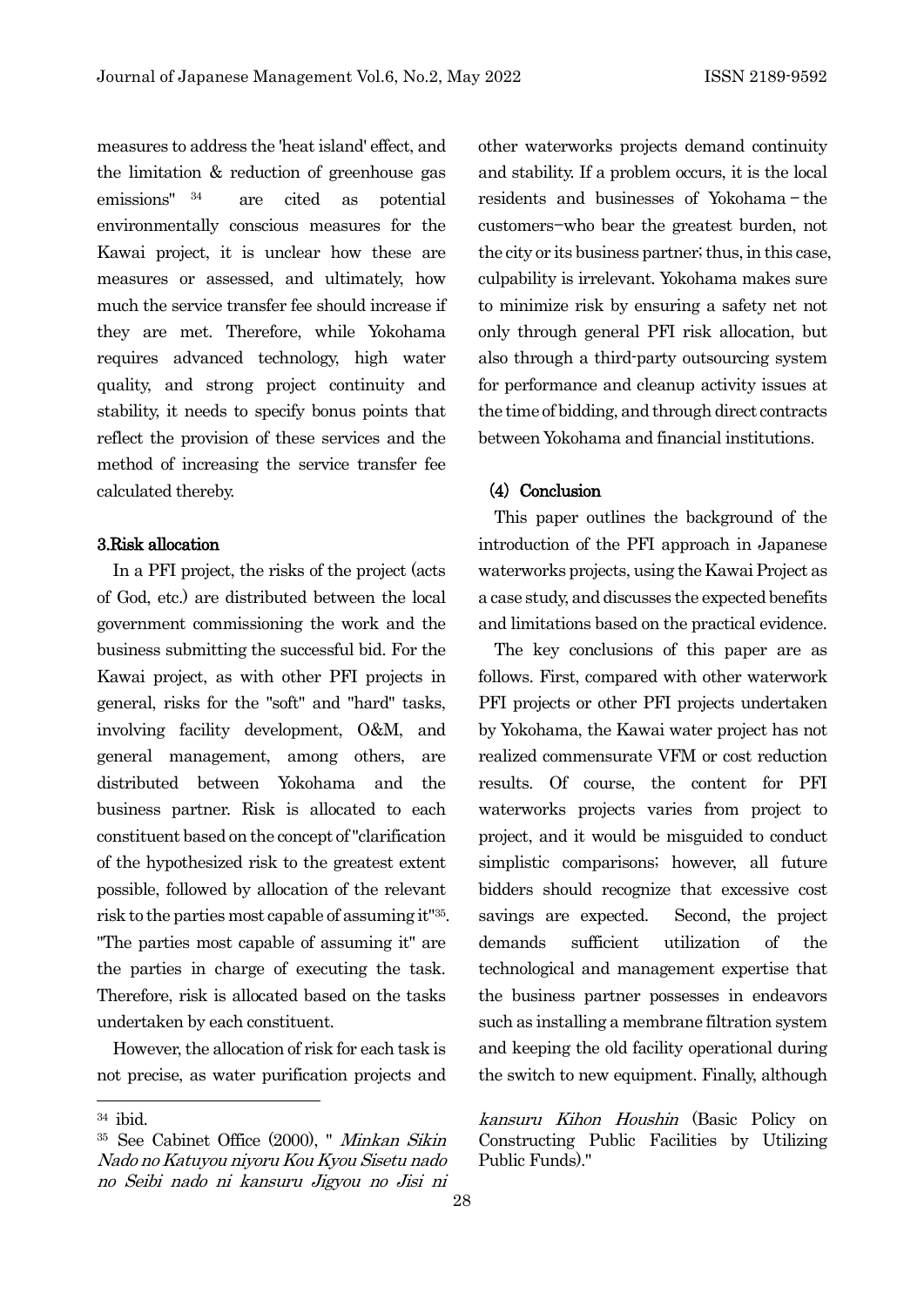measures to address the 'heat island' effect, and the limitation & reduction of greenhouse gas emissions" [34] are cited as potential environmentally conscious measures for the Kawai project, it is unclear how these are measures or assessed, and ultimately, how much the service transfer fee should increase if they are met. Therefore, while Yokohama requires advanced technology, high water quality, and strong project continuity and stability, it needs to specify bonus points that reflect the provision of these services and the method of increasing the service transfer fee calculated thereby.

### 3.Risk allocation

In a PFI project, the risks of the project (acts of God, etc.) are distributed between the local government commissioning the work and the business submitting the successful bid. For the Kawai project, as with other PFI projects in general, risks for the "soft" and "hard" tasks, involving facility development, O&M, and general management, among others, are distributed between Yokohama and the business partner. Risk is allocated to each constituent based on the concept of "clarification of the hypothesized risk to the greatest extent possible, followed by allocation of the relevant risk to the parties most capable of assuming it"[35]. "The parties most capable of assuming it" are the parties in charge of executing the task. Therefore, risk is allocated based on the tasks undertaken by each constituent.

However, the allocation of risk for each task is not precise, as water purification projects and other waterworks projects demand continuity and stability. If a problem occurs, it is the local residents and businesses of Yokohama – the customers–who bear the greatest burden, not the city or its business partner; thus, in this case, culpability is irrelevant. Yokohama makes sure to minimize risk by ensuring a safety net not only through general PFI risk allocation, but also through a third-party outsourcing system for performance and cleanup activity issues at the time of bidding, and through direct contracts between Yokohama and financial institutions.

## (4) Conclusion

This paper outlines the background of the introduction of the PFI approach in Japanese waterworks projects, using the Kawai Project as a case study, and discusses the expected benefits and limitations based on the practical evidence.

The key conclusions of this paper are as follows. First, compared with other waterwork PFI projects or other PFI projects undertaken by Yokohama, the Kawai water project has not realized commensurate VFM or cost reduction results. Of course, the content for PFI waterworks projects varies from project to project, and it would be misguided to conduct simplistic comparisons; however, all future bidders should recognize that excessive cost savings are expected. Second, the project demands sufficient utilization of the technological and management expertise that the business partner possesses in endeavors such as installing a membrane filtration system and keeping the old facility operational during the switch to new equipment. Finally, although

---

[34] ibid.

[35] See Cabinet Office (2000), " *Minkan Sikin Nado no Katuyou niyoru Kou Kyou Sisetu nado no Seibi nado ni kansuru Jigyou no Jisi ni kansuru Kihon Houshin* (Basic Policy on Constructing Public Facilities by Utilizing Public Funds)."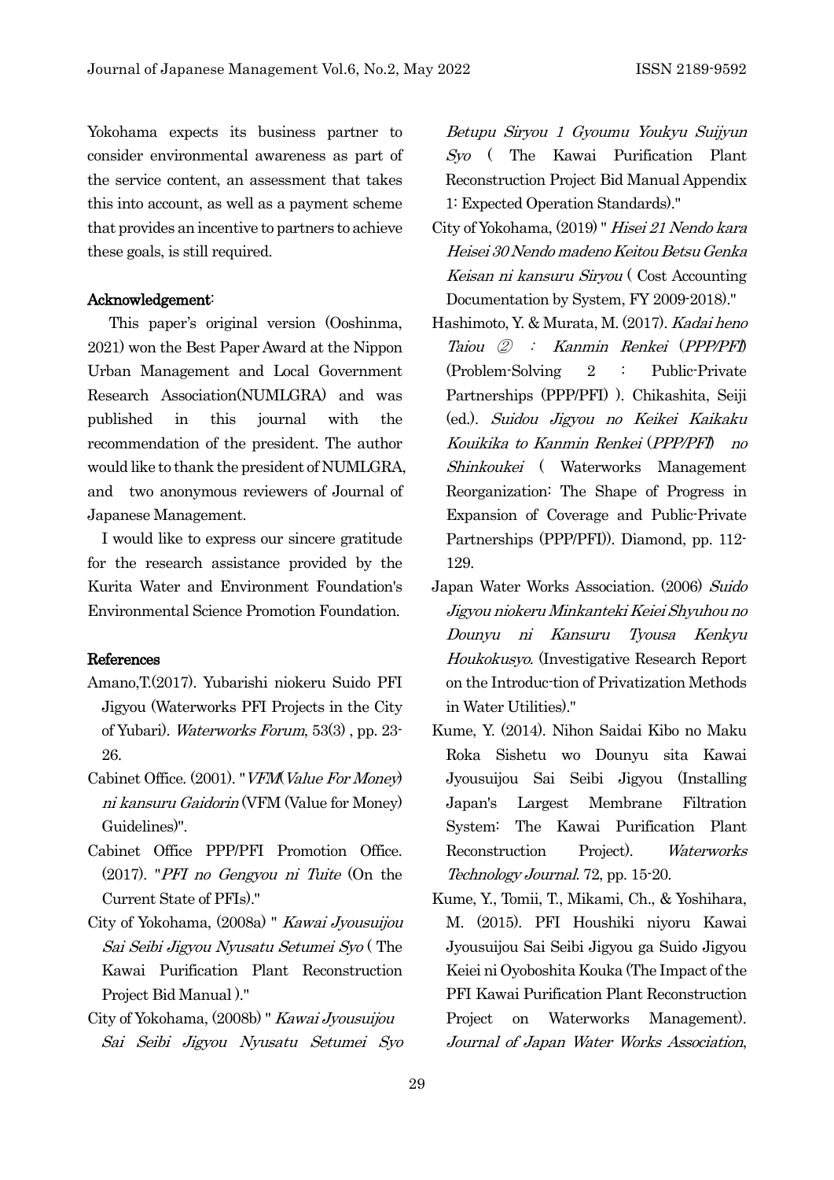Yokohama expects its business partner to consider environmental awareness as part of the service content, an assessment that takes this into account, as well as a payment scheme that provides an incentive to partners to achieve these goals, is still required.

**Acknowledgement:**

This paper's original version (Ooshinma, 2021) won the Best Paper Award at the Nippon Urban Management and Local Government Research Association(NUMLGRA) and was published in this journal with the recommendation of the president. The author would like to thank the president of NUMLGRA, and two anonymous reviewers of Journal of Japanese Management.

I would like to express our sincere gratitude for the research assistance provided by the Kurita Water and Environment Foundation's Environmental Science Promotion Foundation.

**References**

Amano,T.(2017). Yubarishi niokeru Suido PFI Jigyou (Waterworks PFI Projects in the City of Yubari). *Waterworks Forum*, 53(3) , pp. 23-26.

Cabinet Office. (2001). "*VFM(Value For Money) ni kansuru Gaidorin* (VFM (Value for Money) Guidelines)".

Cabinet Office PPP/PFI Promotion Office. (2017). "*PFI no Gengyou ni Tuite* (On the Current State of PFIs)."

City of Yokohama, (2008a) " *Kawai Jyousuijou Sai Seibi Jigyou Nyusatu Setumei Syo* ( The Kawai Purification Plant Reconstruction Project Bid Manual )."

City of Yokohama, (2008b) " *Kawai Jyousuijou Sai Seibi Jigyou Nyusatu Setumei Syo Betupu Siryou 1 Gyoumu Youkyu Suijyun Syo* ( The Kawai Purification Plant Reconstruction Project Bid Manual Appendix 1: Expected Operation Standards)."

City of Yokohama, (2019) " *Hisei 21 Nendo kara Heisei 30 Nendo madeno Keitou Betsu Genka Keisan ni kansuru Siryou* ( Cost Accounting Documentation by System, FY 2009-2018)."

Hashimoto, Y. & Murata, M. (2017). *Kadai heno Taiou ② : Kanmin Renkei (PPP/PFI)* (Problem-Solving 2 : Public-Private Partnerships (PPP/PFI) ). Chikashita, Seiji (ed.). *Suidou Jigyou no Keikei Kaikaku Kouikika to Kanmin Renkei (PPP/PFI) no Shinkoukei* ( Waterworks Management Reorganization: The Shape of Progress in Expansion of Coverage and Public-Private Partnerships (PPP/PFI)). Diamond, pp. 112-129.

Japan Water Works Association. (2006) *Suido Jigyou niokeru Minkanteki Keiei Shyuhou no Dounyu ni Kansuru Tyousa Kenkyu Houkokusyo.* (Investigative Research Report on the Introduc-tion of Privatization Methods in Water Utilities)."

Kume, Y. (2014). Nihon Saidai Kibo no Maku Roka Sishetu wo Dounyu sita Kawai Jyousuijou Sai Seibi Jigyou (Installing Japan's Largest Membrane Filtration System: The Kawai Purification Plant Reconstruction Project). *Waterworks Technology Journal*. 72, pp. 15-20.

Kume, Y., Tomii, T., Mikami, Ch., & Yoshihara, M. (2015). PFI Houshiki niyoru Kawai Jyousuijou Sai Seibi Jigyou ga Suido Jigyou Keiei ni Oyoboshita Kouka (The Impact of the PFI Kawai Purification Plant Reconstruction Project on Waterworks Management). *Journal of Japan Water Works Association*,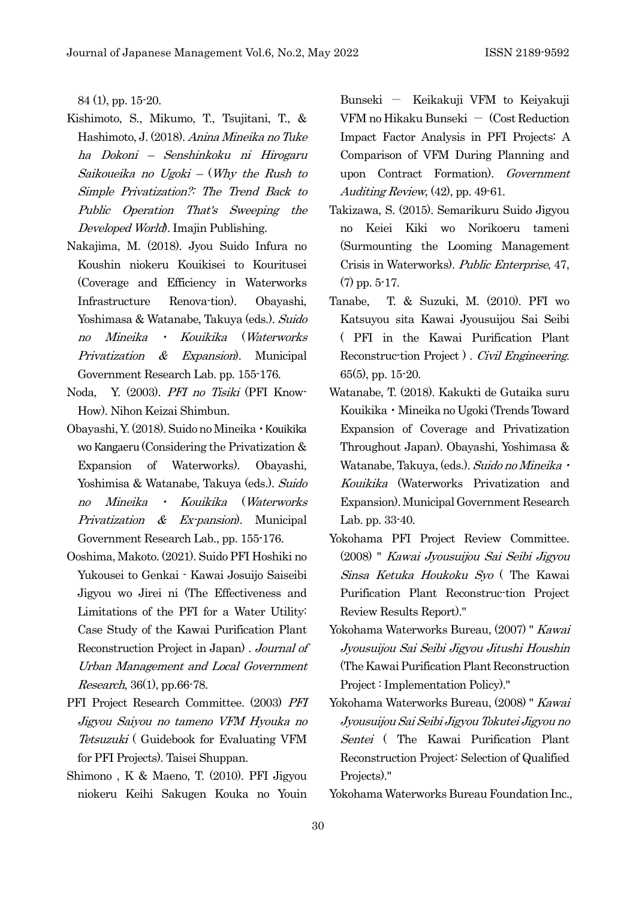84 (1), pp. 15-20.

Kishimoto, S., Mikumo, T., Tsujitani, T., & Hashimoto, J. (2018). *Anina Mineika no Tuke ha Dokoni – Senshinkoku ni Hirogaru Saikoueika no Ugoki –* (*Why the Rush to Simple Privatization?: The Trend Back to Public Operation That's Sweeping the Developed World*). Imajin Publishing.

Nakajima, M. (2018). Jyou Suido Infura no Koushin niokeru Kouikisei to Kouritusei (Coverage and Efficiency in Waterworks Infrastructure Renova-tion). Obayashi, Yoshimasa & Watanabe, Takuya (eds.). *Suido no Mineika・Kouikika* (*Waterworks Privatization & Expansion*). Municipal Government Research Lab. pp. 155-176.

Noda, Y. (2003). *PFI no Tisiki* (PFI Know-How). Nihon Keizai Shimbun.

Obayashi, Y. (2018). Suido no Mineika・Kouikika wo Kangaeru (Considering the Privatization & Expansion of Waterworks). Obayashi, Yoshimisa & Watanabe, Takuya (eds.). *Suido no Mineika・Kouikika* (*Waterworks Privatization & Ex-pansion*). Municipal Government Research Lab., pp. 155-176.

Ooshima, Makoto. (2021). Suido PFI Hoshiki no Yukousei to Genkai - Kawai Josuijo Saiseibi Jigyou wo Jirei ni (The Effectiveness and Limitations of the PFI for a Water Utility: Case Study of the Kawai Purification Plant Reconstruction Project in Japan) . *Journal of Urban Management and Local Government Research*, 36(1), pp.66-78.

PFI Project Research Committee. (2003) *PFI Jigyou Saiyou no tameno VFM Hyouka no Tetsuzuki* ( Guidebook for Evaluating VFM for PFI Projects). Taisei Shuppan.

Shimono , K & Maeno, T. (2010). PFI Jigyou niokeru Keihi Sakugen Kouka no Youin Bunseki － Keikakuji VFM to Keiyakuji VFM no Hikaku Bunseki － (Cost Reduction Impact Factor Analysis in PFI Projects: A Comparison of VFM During Planning and upon Contract Formation). *Government Auditing Review*, (42), pp. 49-61.

Takizawa, S. (2015). Semarikuru Suido Jigyou no Keiei Kiki wo Norikoeru tameni (Surmounting the Looming Management Crisis in Waterworks). *Public Enterprise*, 47, (7) pp. 5-17.

Tanabe, T. & Suzuki, M. (2010). PFI wo Katsuyou sita Kawai Jyousuijou Sai Seibi ( PFI in the Kawai Purification Plant Reconstruc-tion Project ) . *Civil Engineering*. 65(5), pp. 15-20.

Watanabe, T. (2018). Kakukti de Gutaika suru Kouikika・Mineika no Ugoki (Trends Toward Expansion of Coverage and Privatization Throughout Japan). Obayashi, Yoshimasa & Watanabe, Takuya, (eds.). *Suido no Mineika・Kouikika* (Waterworks Privatization and Expansion). Municipal Government Research Lab. pp. 33-40.

Yokohama PFI Project Review Committee. (2008) " *Kawai Jyousuijou Sai Seibi Jigyou Sinsa Ketuka Houkoku Syo* ( The Kawai Purification Plant Reconstruc-tion Project Review Results Report)."

Yokohama Waterworks Bureau, (2007) " *Kawai Jyousuijou Sai Seibi Jigyou Jitushi Houshin* (The Kawai Purification Plant Reconstruction Project : Implementation Policy)."

Yokohama Waterworks Bureau, (2008) " *Kawai Jyousuijou Sai Seibi Jigyou Tokutei Jigyou no Sentei* ( The Kawai Purification Plant Reconstruction Project: Selection of Qualified Projects)."

Yokohama Waterworks Bureau Foundation Inc.,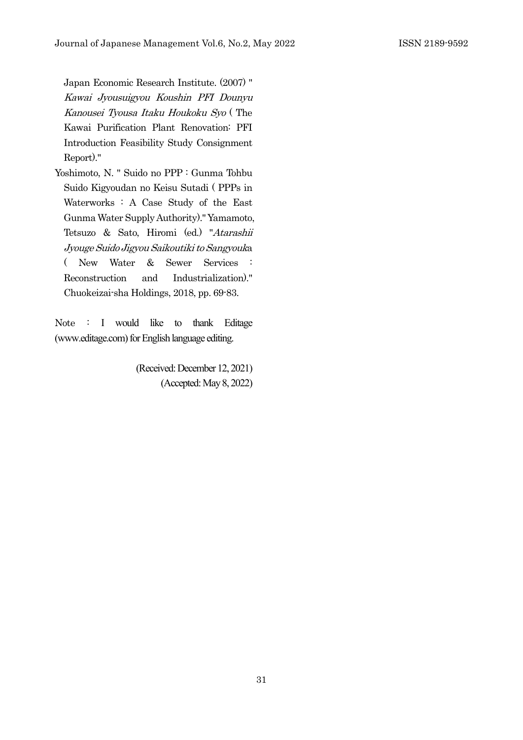Japan Economic Research Institute. (2007) " *Kawai Jyousuigyou Koushin PFI Dounyu Kanousei Tyousa Itaku Houkoku Syo* ( The Kawai Purification Plant Renovation: PFI Introduction Feasibility Study Consignment Report)."

Yoshimoto, N. " Suido no PPP : Gunma Tohbu Suido Kigyoudan no Keisu Sutadi ( PPPs in Waterworks : A Case Study of the East Gunma Water Supply Authority)." Yamamoto, Tetsuzo & Sato, Hiromi (ed.) "*Atarashii Jyouge Suido Jigyou Saikoutiki to Sangyouk*a ( New Water & Sewer Services : Reconstruction and Industrialization)." Chuokeizai-sha Holdings, 2018, pp. 69-83.

Note : I would like to thank Editage (www.editage.com) for English language editing.

(Received: December 12, 2021)
(Accepted: May 8, 2022)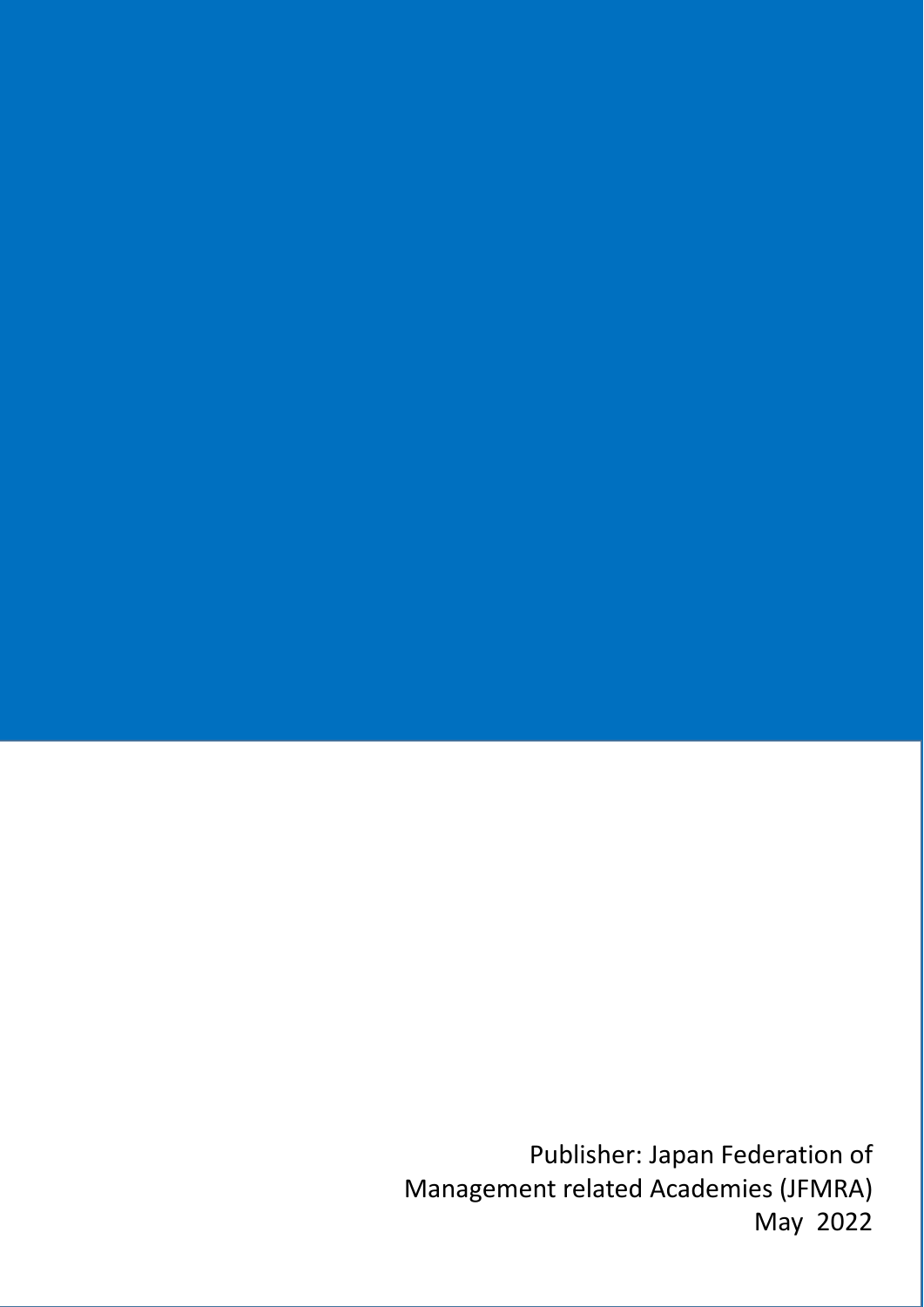Publisher: Japan Federation of
Management related Academies (JFMRA)
May 2022